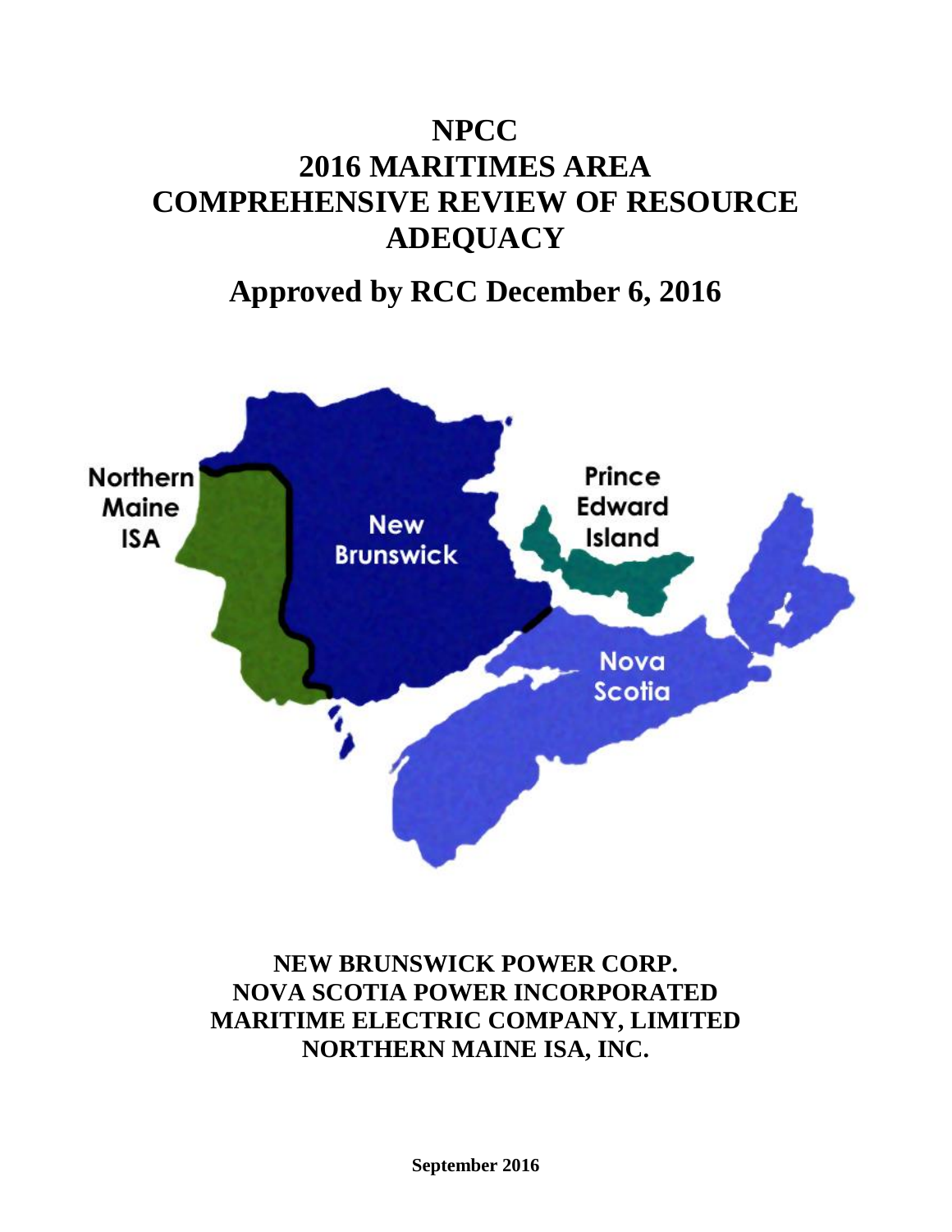# NPCC
# 2016 MARITIMES AREA
# COMPREHENSIVE REVIEW OF RESOURCE ADEQUACY

## Approved by RCC December 6, 2016

Northern Maine ISA

New Brunswick

Prince Edward Island

Nova Scotia

**NEW BRUNSWICK POWER CORP.**
**NOVA SCOTIA POWER INCORPORATED**
**MARITIME ELECTRIC COMPANY, LIMITED**
**NORTHERN MAINE ISA, INC.**

**September 2016**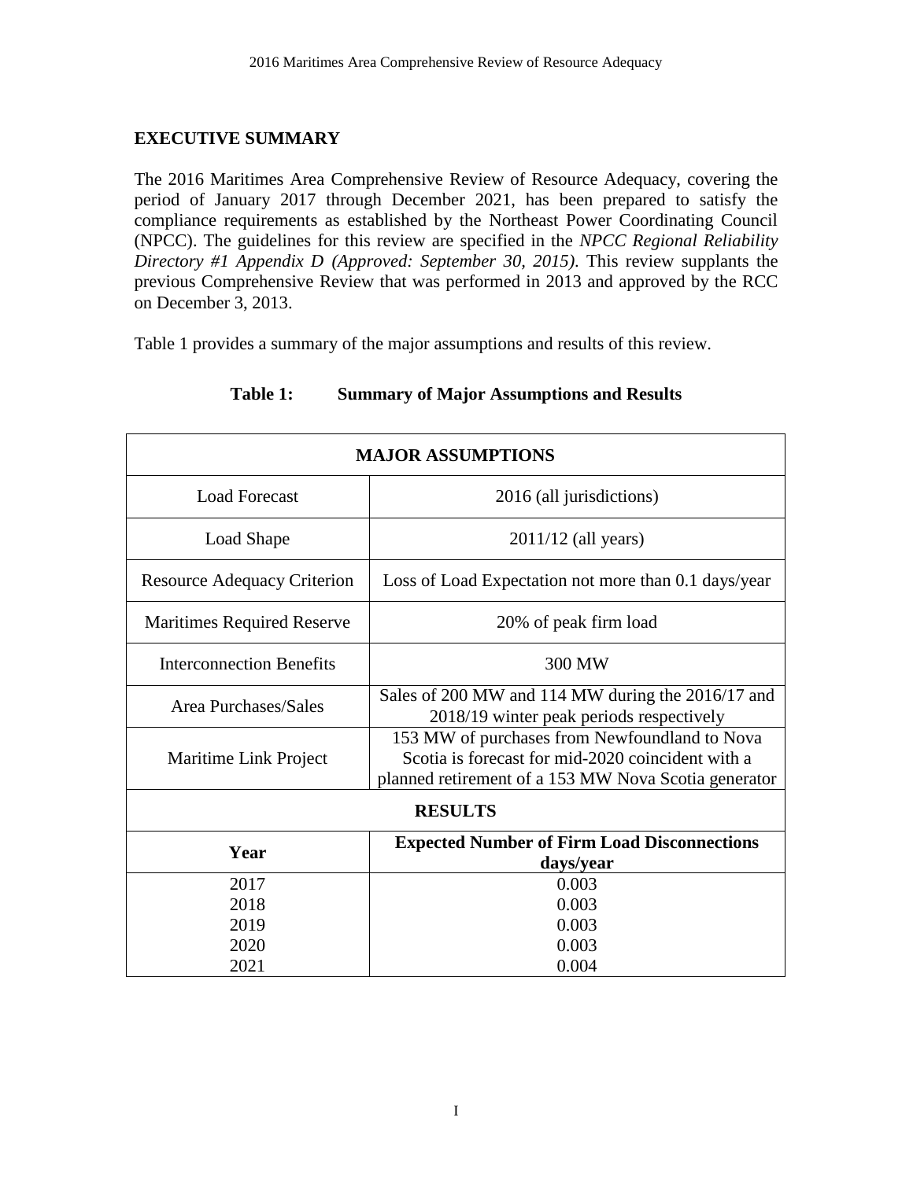## EXECUTIVE SUMMARY

The 2016 Maritimes Area Comprehensive Review of Resource Adequacy, covering the period of January 2017 through December 2021, has been prepared to satisfy the compliance requirements as established by the Northeast Power Coordinating Council (NPCC). The guidelines for this review are specified in the *NPCC Regional Reliability Directory #1 Appendix D (Approved: September 30, 2015)*. This review supplants the previous Comprehensive Review that was performed in 2013 and approved by the RCC on December 3, 2013.

Table 1 provides a summary of the major assumptions and results of this review.

**Table 1: Summary of Major Assumptions and Results**

| **MAJOR ASSUMPTIONS** | |
|---|---|
| Load Forecast | 2016 (all jurisdictions) |
| Load Shape | 2011/12 (all years) |
| Resource Adequacy Criterion | Loss of Load Expectation not more than 0.1 days/year |
| Maritimes Required Reserve | 20% of peak firm load |
| Interconnection Benefits | 300 MW |
| Area Purchases/Sales | Sales of 200 MW and 114 MW during the 2016/17 and 2018/19 winter peak periods respectively |
| Maritime Link Project | 153 MW of purchases from Newfoundland to Nova Scotia is forecast for mid-2020 coincident with a planned retirement of a 153 MW Nova Scotia generator |
| **RESULTS** | |
| **Year** | **Expected Number of Firm Load Disconnections days/year** |
| 2017 | 0.003 |
| 2018 | 0.003 |
| 2019 | 0.003 |
| 2020 | 0.003 |
| 2021 | 0.004 |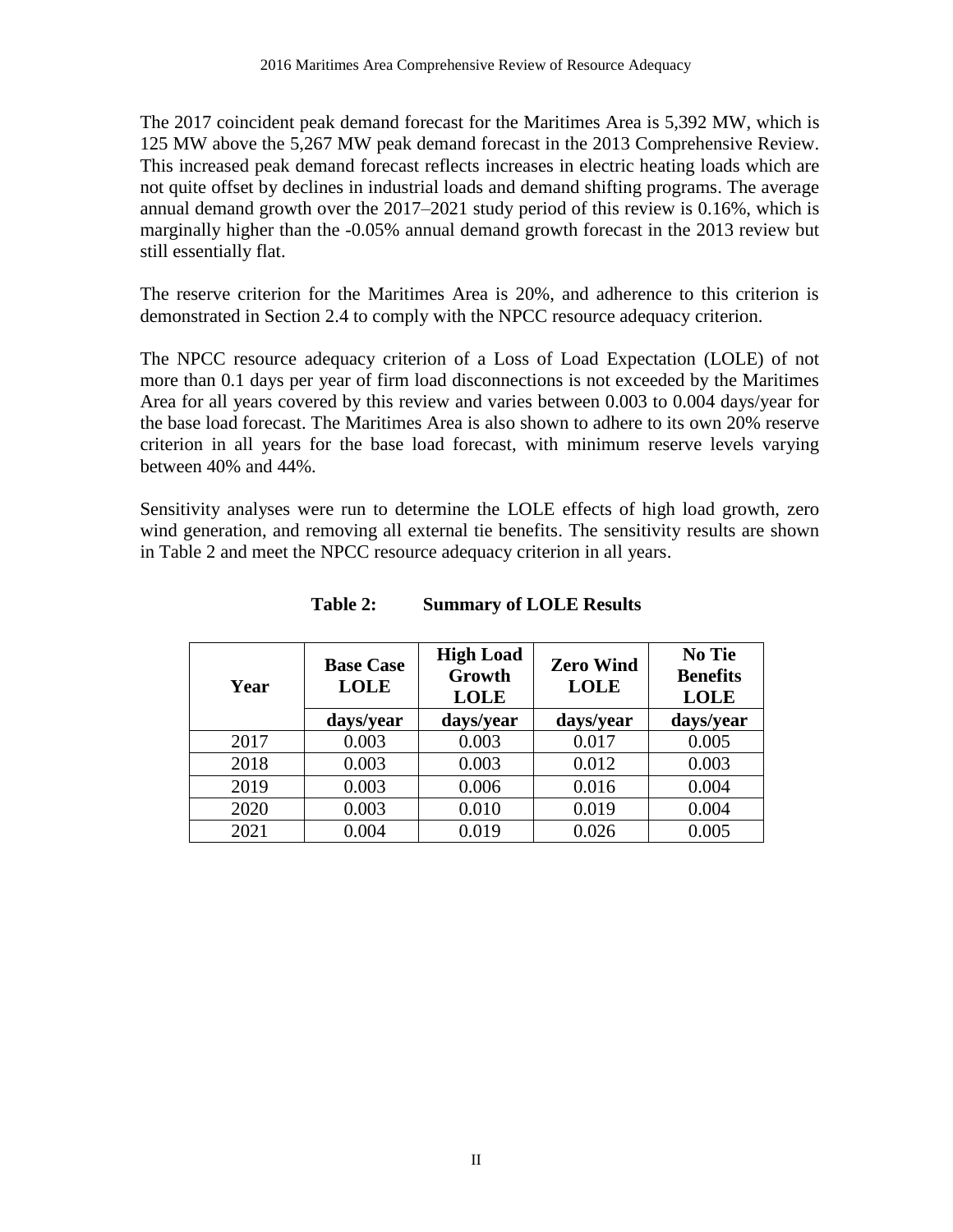The 2017 coincident peak demand forecast for the Maritimes Area is 5,392 MW, which is 125 MW above the 5,267 MW peak demand forecast in the 2013 Comprehensive Review. This increased peak demand forecast reflects increases in electric heating loads which are not quite offset by declines in industrial loads and demand shifting programs. The average annual demand growth over the 2017–2021 study period of this review is 0.16%, which is marginally higher than the -0.05% annual demand growth forecast in the 2013 review but still essentially flat.

The reserve criterion for the Maritimes Area is 20%, and adherence to this criterion is demonstrated in Section 2.4 to comply with the NPCC resource adequacy criterion.

The NPCC resource adequacy criterion of a Loss of Load Expectation (LOLE) of not more than 0.1 days per year of firm load disconnections is not exceeded by the Maritimes Area for all years covered by this review and varies between 0.003 to 0.004 days/year for the base load forecast. The Maritimes Area is also shown to adhere to its own 20% reserve criterion in all years for the base load forecast, with minimum reserve levels varying between 40% and 44%.

Sensitivity analyses were run to determine the LOLE effects of high load growth, zero wind generation, and removing all external tie benefits. The sensitivity results are shown in Table 2 and meet the NPCC resource adequacy criterion in all years.

**Table 2: Summary of LOLE Results**

| Year | Base Case LOLE | High Load Growth LOLE | Zero Wind LOLE | No Tie Benefits LOLE |
|---|---|---|---|---|
| | days/year | days/year | days/year | days/year |
| 2017 | 0.003 | 0.003 | 0.017 | 0.005 |
| 2018 | 0.003 | 0.003 | 0.012 | 0.003 |
| 2019 | 0.003 | 0.006 | 0.016 | 0.004 |
| 2020 | 0.003 | 0.010 | 0.019 | 0.004 |
| 2021 | 0.004 | 0.019 | 0.026 | 0.005 |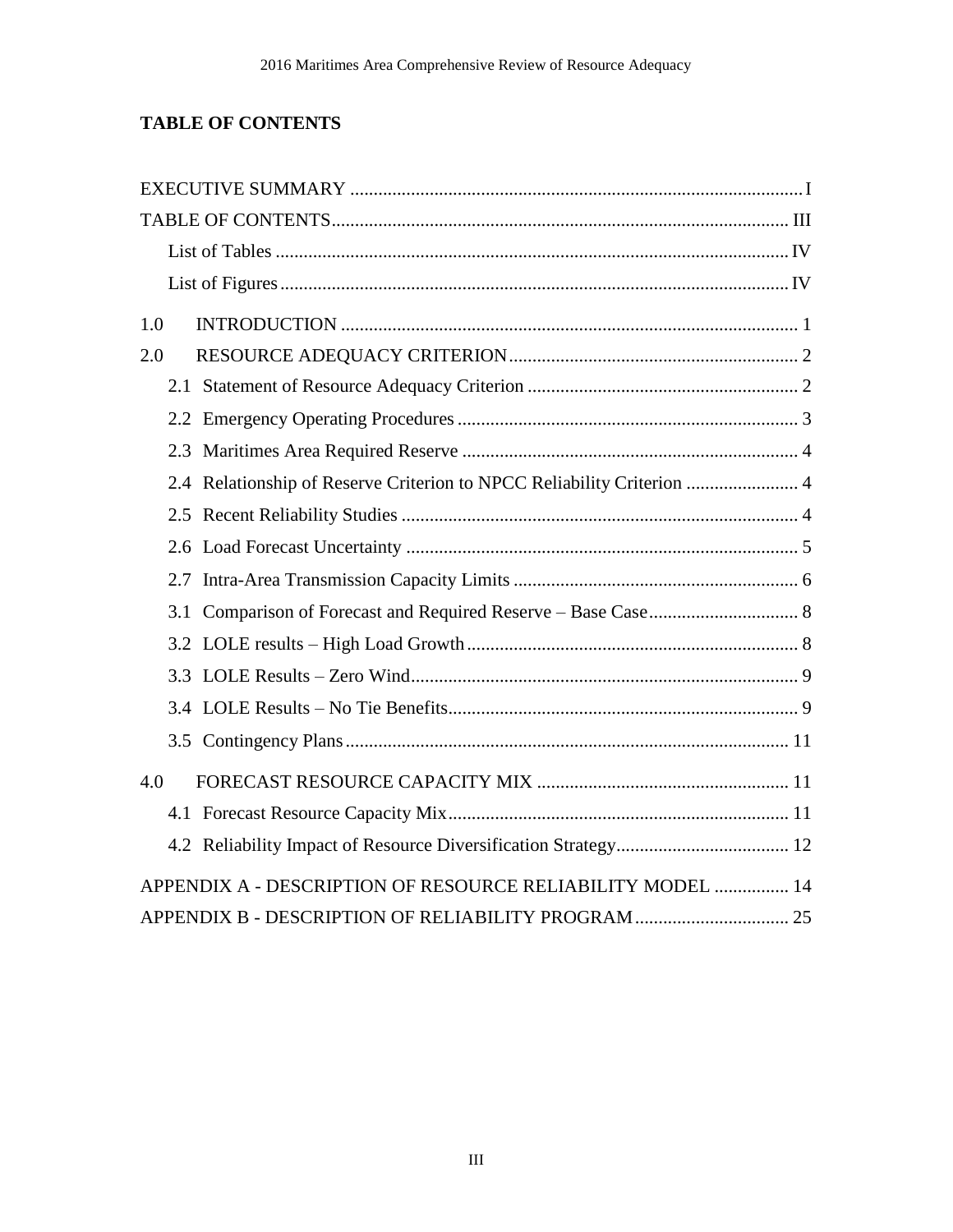## TABLE OF CONTENTS

EXECUTIVE SUMMARY ........ I

TABLE OF CONTENTS ........ III

- List of Tables ........ IV
- List of Figures ........ IV

1.0 INTRODUCTION ........ 1

2.0 RESOURCE ADEQUACY CRITERION ........ 2

- 2.1 Statement of Resource Adequacy Criterion ........ 2
- 2.2 Emergency Operating Procedures ........ 3
- 2.3 Maritimes Area Required Reserve ........ 4
- 2.4 Relationship of Reserve Criterion to NPCC Reliability Criterion ........ 4
- 2.5 Recent Reliability Studies ........ 4
- 2.6 Load Forecast Uncertainty ........ 5
- 2.7 Intra-Area Transmission Capacity Limits ........ 6
- 3.1 Comparison of Forecast and Required Reserve – Base Case ........ 8
- 3.2 LOLE results – High Load Growth ........ 8
- 3.3 LOLE Results – Zero Wind ........ 9
- 3.4 LOLE Results – No Tie Benefits ........ 9
- 3.5 Contingency Plans ........ 11

4.0 FORECAST RESOURCE CAPACITY MIX ........ 11

- 4.1 Forecast Resource Capacity Mix ........ 11
- 4.2 Reliability Impact of Resource Diversification Strategy ........ 12

APPENDIX A - DESCRIPTION OF RESOURCE RELIABILITY MODEL ........ 14

APPENDIX B - DESCRIPTION OF RELIABILITY PROGRAM ........ 25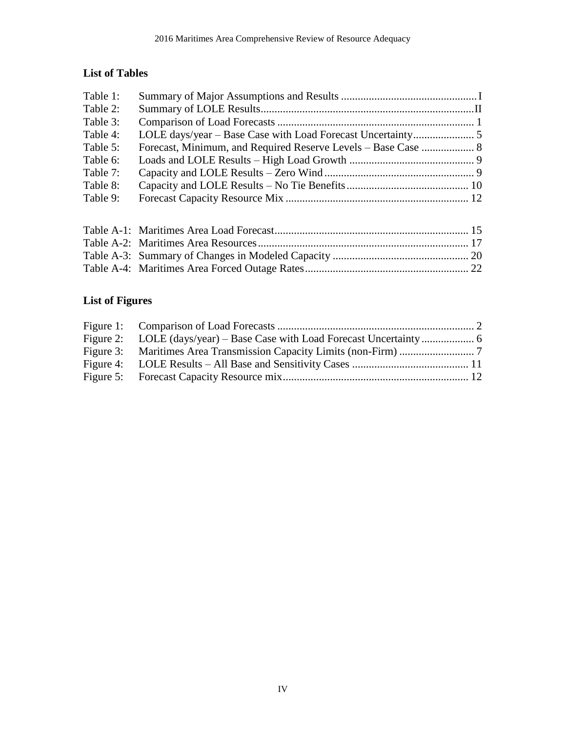## List of Tables

| | | |
|---|---|---|
| Table 1: | Summary of Major Assumptions and Results | I |
| Table 2: | Summary of LOLE Results | II |
| Table 3: | Comparison of Load Forecasts | 1 |
| Table 4: | LOLE days/year – Base Case with Load Forecast Uncertainty | 5 |
| Table 5: | Forecast, Minimum, and Required Reserve Levels – Base Case | 8 |
| Table 6: | Loads and LOLE Results – High Load Growth | 9 |
| Table 7: | Capacity and LOLE Results – Zero Wind | 9 |
| Table 8: | Capacity and LOLE Results – No Tie Benefits | 10 |
| Table 9: | Forecast Capacity Resource Mix | 12 |
| Table A-1: | Maritimes Area Load Forecast | 15 |
| Table A-2: | Maritimes Area Resources | 17 |
| Table A-3: | Summary of Changes in Modeled Capacity | 20 |
| Table A-4: | Maritimes Area Forced Outage Rates | 22 |

## List of Figures

| | | |
|---|---|---|
| Figure 1: | Comparison of Load Forecasts | 2 |
| Figure 2: | LOLE (days/year) – Base Case with Load Forecast Uncertainty | 6 |
| Figure 3: | Maritimes Area Transmission Capacity Limits (non-Firm) | 7 |
| Figure 4: | LOLE Results – All Base and Sensitivity Cases | 11 |
| Figure 5: | Forecast Capacity Resource mix | 12 |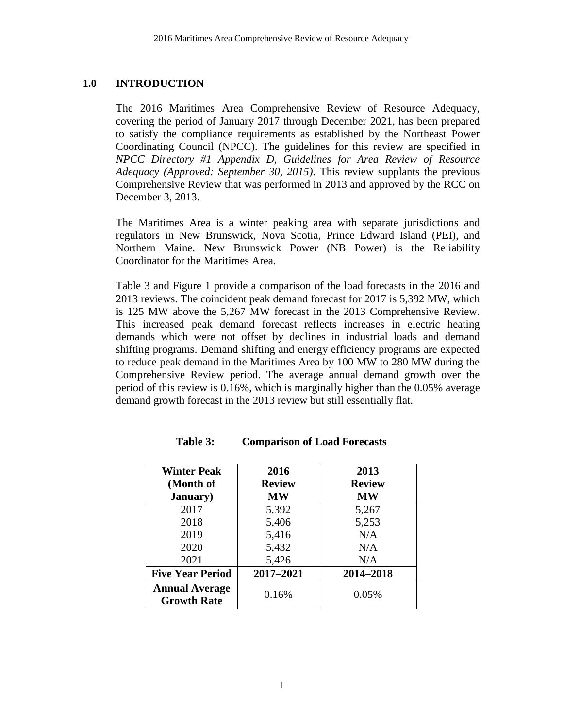# 1.0 INTRODUCTION

The 2016 Maritimes Area Comprehensive Review of Resource Adequacy, covering the period of January 2017 through December 2021, has been prepared to satisfy the compliance requirements as established by the Northeast Power Coordinating Council (NPCC). The guidelines for this review are specified in *NPCC Directory #1 Appendix D, Guidelines for Area Review of Resource Adequacy (Approved: September 30, 2015)*. This review supplants the previous Comprehensive Review that was performed in 2013 and approved by the RCC on December 3, 2013.

The Maritimes Area is a winter peaking area with separate jurisdictions and regulators in New Brunswick, Nova Scotia, Prince Edward Island (PEI), and Northern Maine. New Brunswick Power (NB Power) is the Reliability Coordinator for the Maritimes Area.

Table 3 and Figure 1 provide a comparison of the load forecasts in the 2016 and 2013 reviews. The coincident peak demand forecast for 2017 is 5,392 MW, which is 125 MW above the 5,267 MW forecast in the 2013 Comprehensive Review. This increased peak demand forecast reflects increases in electric heating demands which were not offset by declines in industrial loads and demand shifting programs. Demand shifting and energy efficiency programs are expected to reduce peak demand in the Maritimes Area by 100 MW to 280 MW during the Comprehensive Review period. The average annual demand growth over the period of this review is 0.16%, which is marginally higher than the 0.05% average demand growth forecast in the 2013 review but still essentially flat.

**Table 3: Comparison of Load Forecasts**

| Winter Peak (Month of January) | 2016 Review MW | 2013 Review MW |
|---|---|---|
| 2017 | 5,392 | 5,267 |
| 2018 | 5,406 | 5,253 |
| 2019 | 5,416 | N/A |
| 2020 | 5,432 | N/A |
| 2021 | 5,426 | N/A |
| **Five Year Period** | **2017–2021** | **2014–2018** |
| **Annual Average Growth Rate** | 0.16% | 0.05% |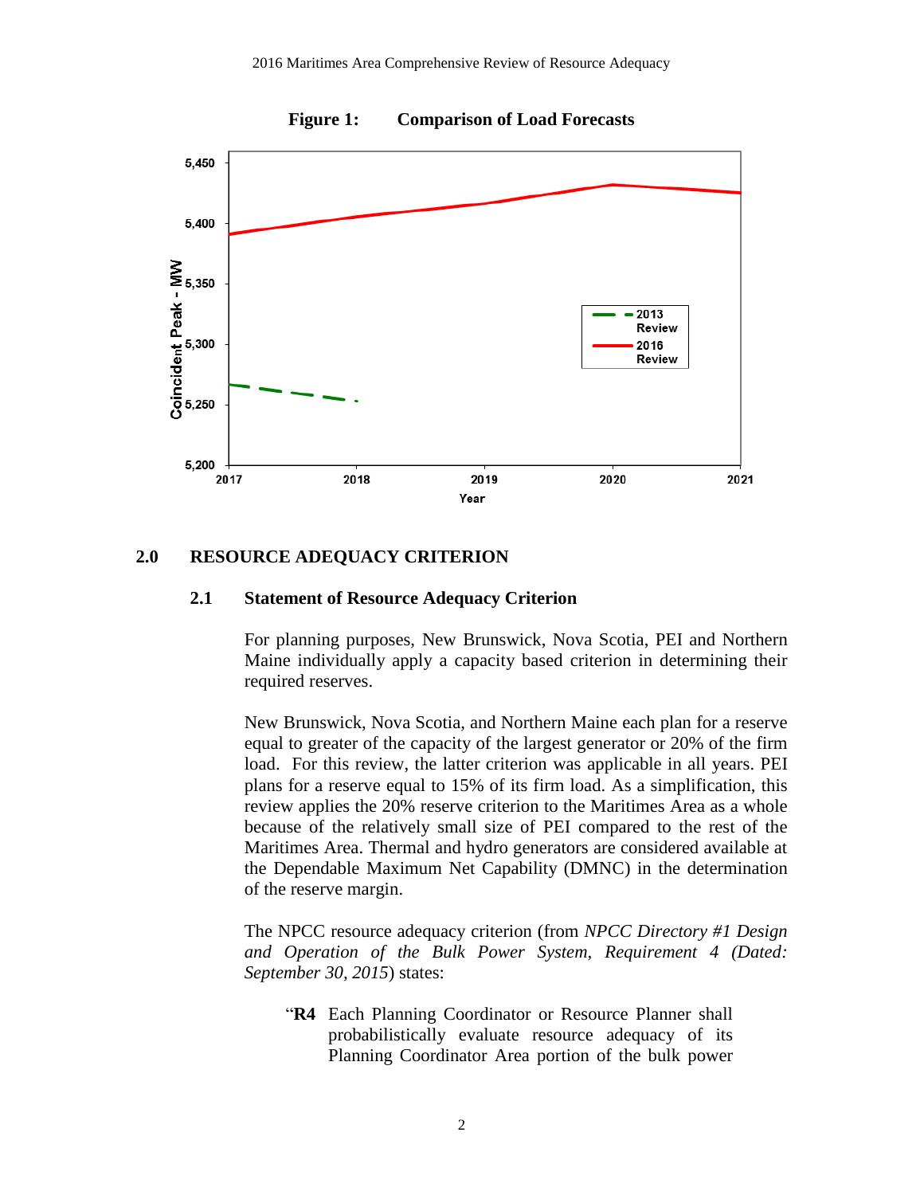**Figure 1: Comparison of Load Forecasts**

## 2.0 RESOURCE ADEQUACY CRITERION

### 2.1 Statement of Resource Adequacy Criterion

For planning purposes, New Brunswick, Nova Scotia, PEI and Northern Maine individually apply a capacity based criterion in determining their required reserves.

New Brunswick, Nova Scotia, and Northern Maine each plan for a reserve equal to greater of the capacity of the largest generator or 20% of the firm load. For this review, the latter criterion was applicable in all years. PEI plans for a reserve equal to 15% of its firm load. As a simplification, this review applies the 20% reserve criterion to the Maritimes Area as a whole because of the relatively small size of PEI compared to the rest of the Maritimes Area. Thermal and hydro generators are considered available at the Dependable Maximum Net Capability (DMNC) in the determination of the reserve margin.

The NPCC resource adequacy criterion (from *NPCC Directory #1 Design and Operation of the Bulk Power System, Requirement 4 (Dated: September 30, 2015*) states:

> "**R4** Each Planning Coordinator or Resource Planner shall probabilistically evaluate resource adequacy of its Planning Coordinator Area portion of the bulk power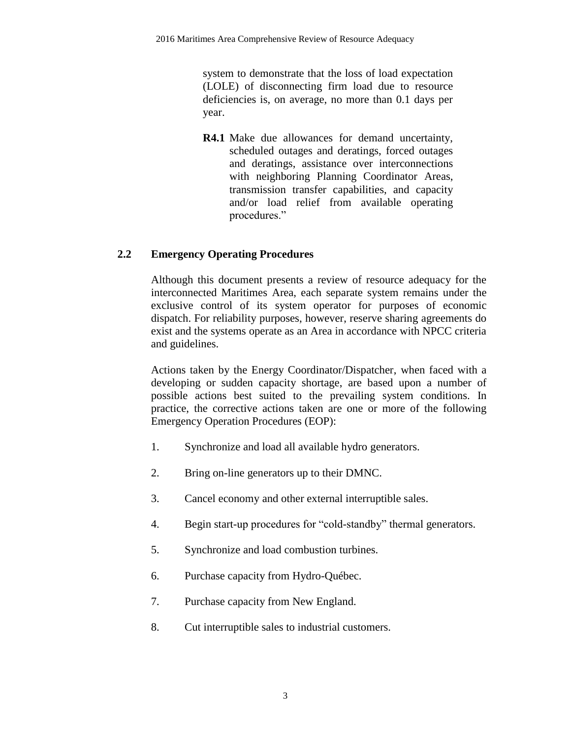system to demonstrate that the loss of load expectation (LOLE) of disconnecting firm load due to resource deficiencies is, on average, no more than 0.1 days per year.

**R4.1** Make due allowances for demand uncertainty, scheduled outages and deratings, forced outages and deratings, assistance over interconnections with neighboring Planning Coordinator Areas, transmission transfer capabilities, and capacity and/or load relief from available operating procedures."

## 2.2 Emergency Operating Procedures

Although this document presents a review of resource adequacy for the interconnected Maritimes Area, each separate system remains under the exclusive control of its system operator for purposes of economic dispatch. For reliability purposes, however, reserve sharing agreements do exist and the systems operate as an Area in accordance with NPCC criteria and guidelines.

Actions taken by the Energy Coordinator/Dispatcher, when faced with a developing or sudden capacity shortage, are based upon a number of possible actions best suited to the prevailing system conditions. In practice, the corrective actions taken are one or more of the following Emergency Operation Procedures (EOP):

1. Synchronize and load all available hydro generators.
2. Bring on-line generators up to their DMNC.
3. Cancel economy and other external interruptible sales.
4. Begin start-up procedures for "cold-standby" thermal generators.
5. Synchronize and load combustion turbines.
6. Purchase capacity from Hydro-Québec.
7. Purchase capacity from New England.
8. Cut interruptible sales to industrial customers.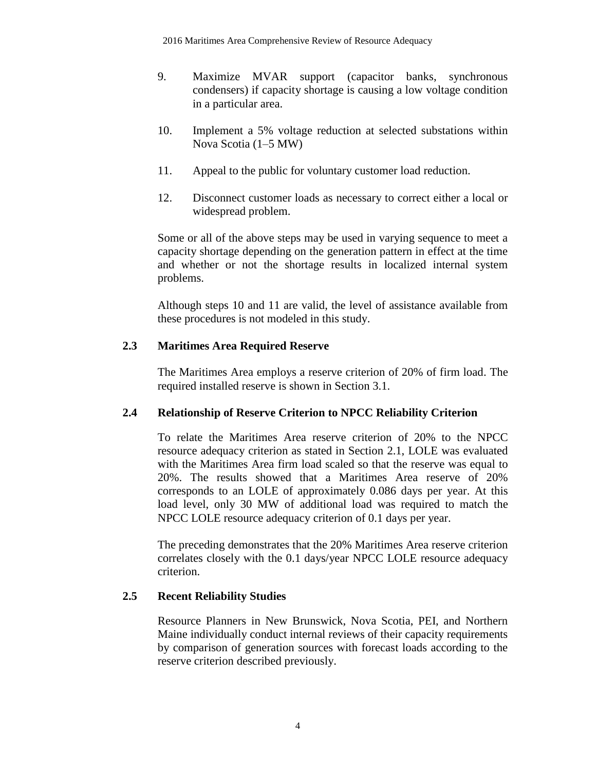9. Maximize MVAR support (capacitor banks, synchronous condensers) if capacity shortage is causing a low voltage condition in a particular area.

10. Implement a 5% voltage reduction at selected substations within Nova Scotia (1–5 MW)

11. Appeal to the public for voluntary customer load reduction.

12. Disconnect customer loads as necessary to correct either a local or widespread problem.

Some or all of the above steps may be used in varying sequence to meet a capacity shortage depending on the generation pattern in effect at the time and whether or not the shortage results in localized internal system problems.

Although steps 10 and 11 are valid, the level of assistance available from these procedures is not modeled in this study.

## 2.3 Maritimes Area Required Reserve

The Maritimes Area employs a reserve criterion of 20% of firm load. The required installed reserve is shown in Section 3.1.

## 2.4 Relationship of Reserve Criterion to NPCC Reliability Criterion

To relate the Maritimes Area reserve criterion of 20% to the NPCC resource adequacy criterion as stated in Section 2.1, LOLE was evaluated with the Maritimes Area firm load scaled so that the reserve was equal to 20%. The results showed that a Maritimes Area reserve of 20% corresponds to an LOLE of approximately 0.086 days per year. At this load level, only 30 MW of additional load was required to match the NPCC LOLE resource adequacy criterion of 0.1 days per year.

The preceding demonstrates that the 20% Maritimes Area reserve criterion correlates closely with the 0.1 days/year NPCC LOLE resource adequacy criterion.

## 2.5 Recent Reliability Studies

Resource Planners in New Brunswick, Nova Scotia, PEI, and Northern Maine individually conduct internal reviews of their capacity requirements by comparison of generation sources with forecast loads according to the reserve criterion described previously.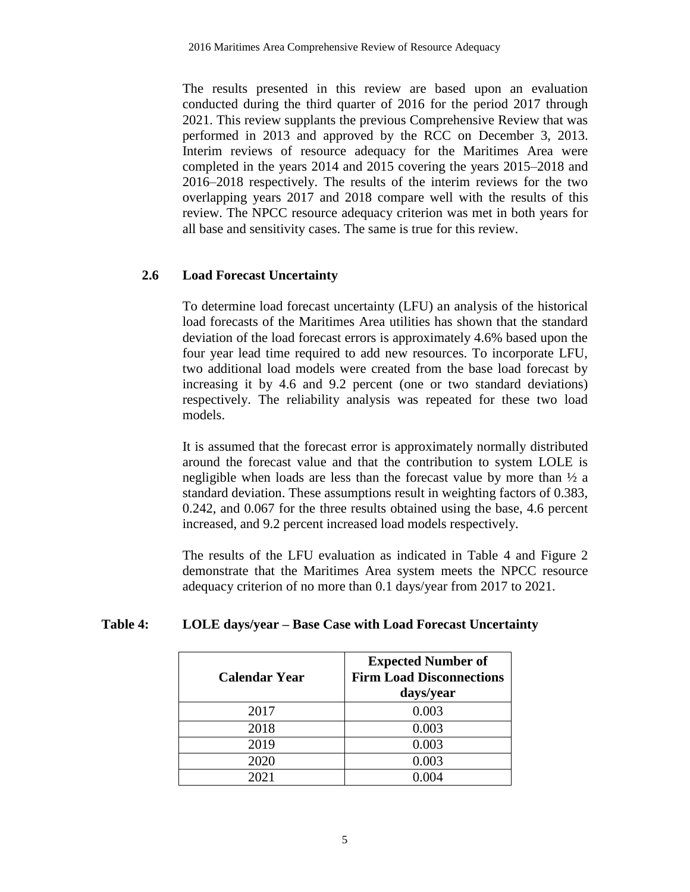The results presented in this review are based upon an evaluation conducted during the third quarter of 2016 for the period 2017 through 2021. This review supplants the previous Comprehensive Review that was performed in 2013 and approved by the RCC on December 3, 2013. Interim reviews of resource adequacy for the Maritimes Area were completed in the years 2014 and 2015 covering the years 2015–2018 and 2016–2018 respectively. The results of the interim reviews for the two overlapping years 2017 and 2018 compare well with the results of this review. The NPCC resource adequacy criterion was met in both years for all base and sensitivity cases. The same is true for this review.

### 2.6 Load Forecast Uncertainty

To determine load forecast uncertainty (LFU) an analysis of the historical load forecasts of the Maritimes Area utilities has shown that the standard deviation of the load forecast errors is approximately 4.6% based upon the four year lead time required to add new resources. To incorporate LFU, two additional load models were created from the base load forecast by increasing it by 4.6 and 9.2 percent (one or two standard deviations) respectively. The reliability analysis was repeated for these two load models.

It is assumed that the forecast error is approximately normally distributed around the forecast value and that the contribution to system LOLE is negligible when loads are less than the forecast value by more than ½ a standard deviation. These assumptions result in weighting factors of 0.383, 0.242, and 0.067 for the three results obtained using the base, 4.6 percent increased, and 9.2 percent increased load models respectively.

The results of the LFU evaluation as indicated in Table 4 and Figure 2 demonstrate that the Maritimes Area system meets the NPCC resource adequacy criterion of no more than 0.1 days/year from 2017 to 2021.

**Table 4: LOLE days/year – Base Case with Load Forecast Uncertainty**

| Calendar Year | Expected Number of Firm Load Disconnections days/year |
|---|---|
| 2017 | 0.003 |
| 2018 | 0.003 |
| 2019 | 0.003 |
| 2020 | 0.003 |
| 2021 | 0.004 |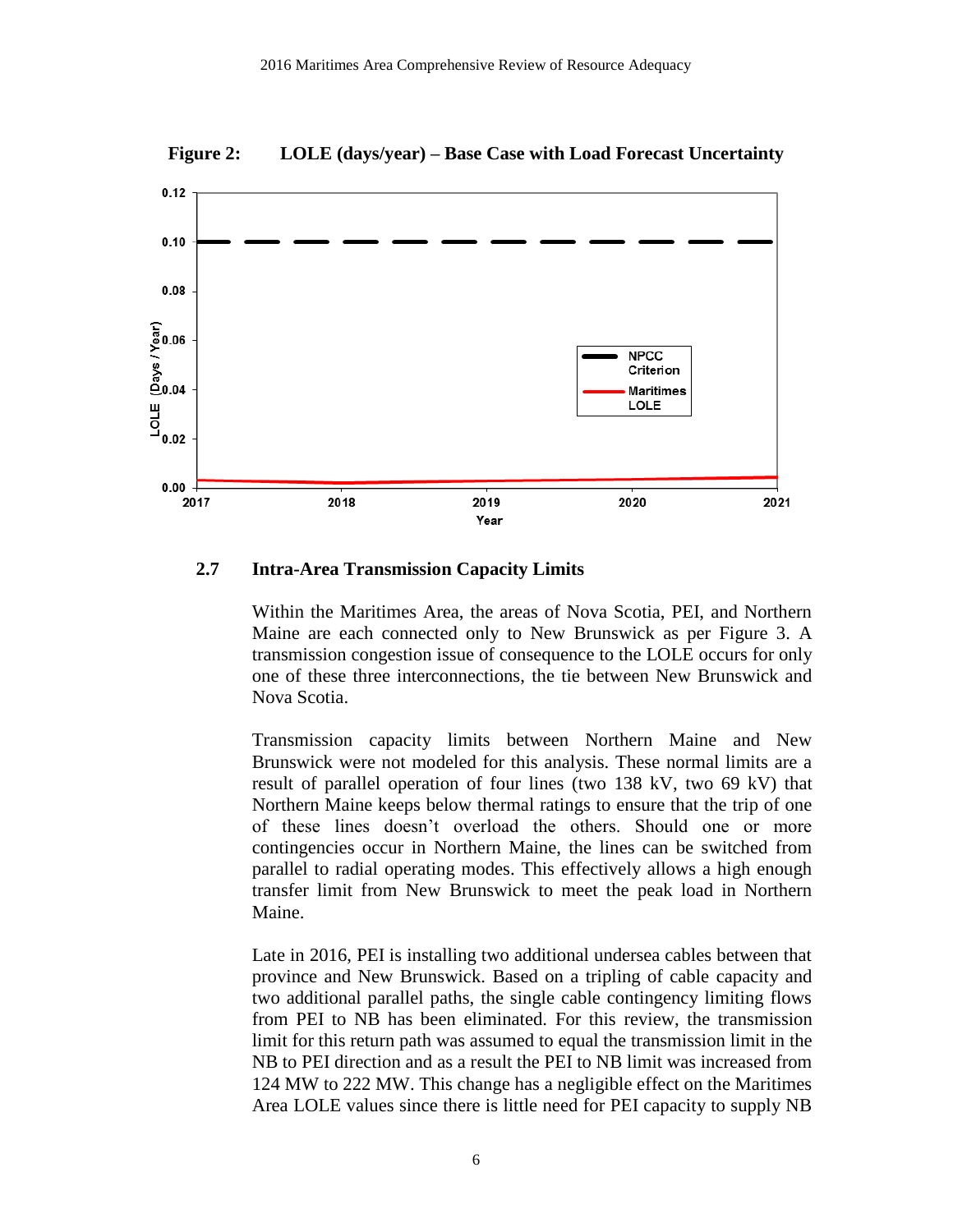**Figure 2: LOLE (days/year) – Base Case with Load Forecast Uncertainty**

### 2.7 Intra-Area Transmission Capacity Limits

Within the Maritimes Area, the areas of Nova Scotia, PEI, and Northern Maine are each connected only to New Brunswick as per Figure 3. A transmission congestion issue of consequence to the LOLE occurs for only one of these three interconnections, the tie between New Brunswick and Nova Scotia.

Transmission capacity limits between Northern Maine and New Brunswick were not modeled for this analysis. These normal limits are a result of parallel operation of four lines (two 138 kV, two 69 kV) that Northern Maine keeps below thermal ratings to ensure that the trip of one of these lines doesn't overload the others. Should one or more contingencies occur in Northern Maine, the lines can be switched from parallel to radial operating modes. This effectively allows a high enough transfer limit from New Brunswick to meet the peak load in Northern Maine.

Late in 2016, PEI is installing two additional undersea cables between that province and New Brunswick. Based on a tripling of cable capacity and two additional parallel paths, the single cable contingency limiting flows from PEI to NB has been eliminated. For this review, the transmission limit for this return path was assumed to equal the transmission limit in the NB to PEI direction and as a result the PEI to NB limit was increased from 124 MW to 222 MW. This change has a negligible effect on the Maritimes Area LOLE values since there is little need for PEI capacity to supply NB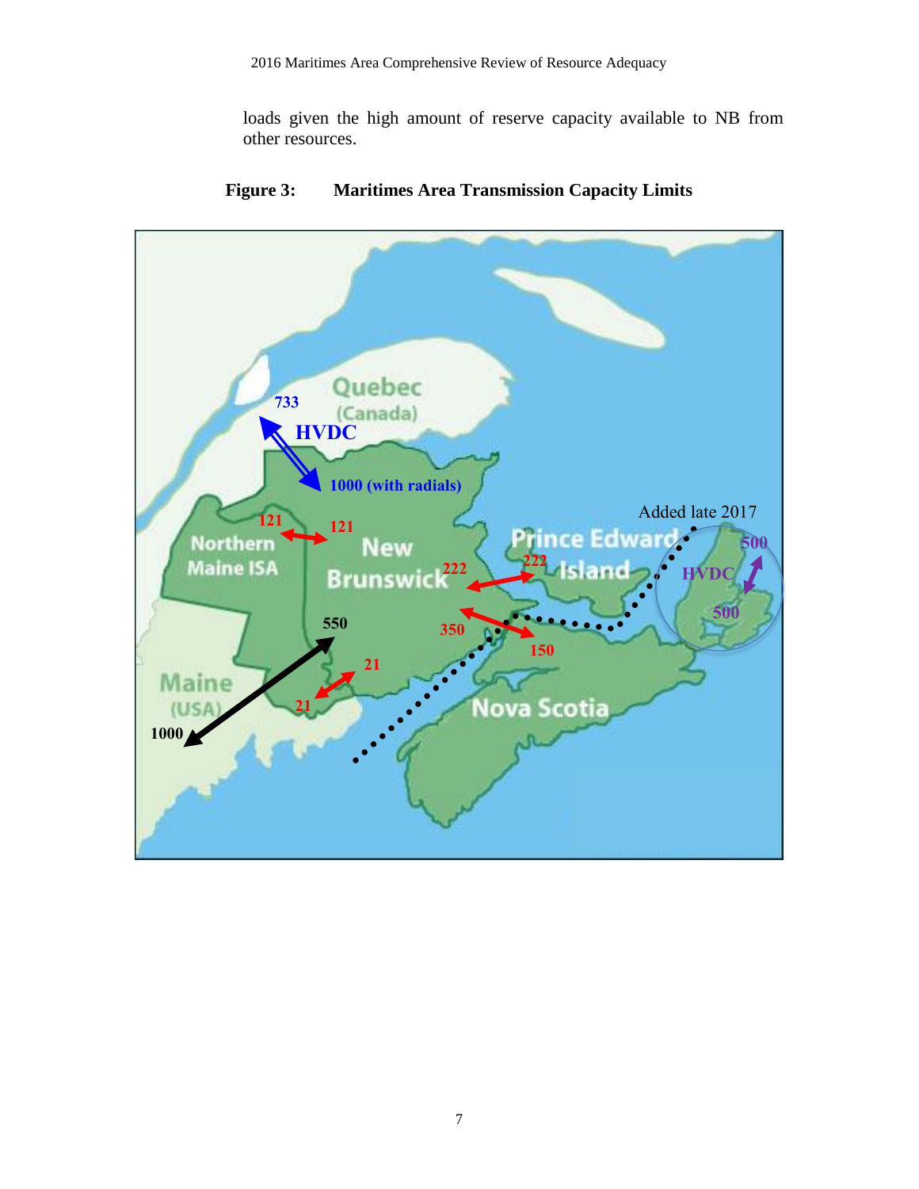loads given the high amount of reserve capacity available to NB from other resources.

**Figure 3: Maritimes Area Transmission Capacity Limits**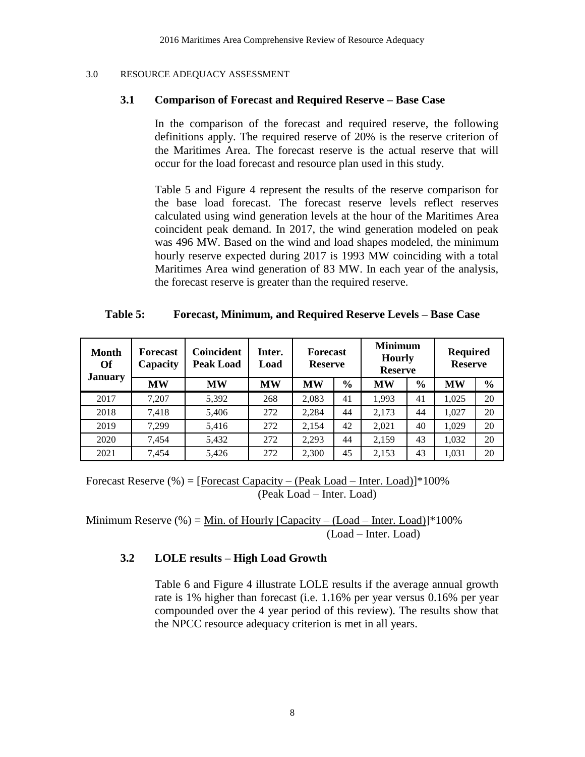3.0 RESOURCE ADEQUACY ASSESSMENT

### 3.1 Comparison of Forecast and Required Reserve – Base Case

In the comparison of the forecast and required reserve, the following definitions apply. The required reserve of 20% is the reserve criterion of the Maritimes Area. The forecast reserve is the actual reserve that will occur for the load forecast and resource plan used in this study.

Table 5 and Figure 4 represent the results of the reserve comparison for the base load forecast. The forecast reserve levels reflect reserves calculated using wind generation levels at the hour of the Maritimes Area coincident peak demand. In 2017, the wind generation modeled on peak was 496 MW. Based on the wind and load shapes modeled, the minimum hourly reserve expected during 2017 is 1993 MW coinciding with a total Maritimes Area wind generation of 83 MW. In each year of the analysis, the forecast reserve is greater than the required reserve.

**Table 5: Forecast, Minimum, and Required Reserve Levels – Base Case**

| Month Of January | Forecast Capacity | Coincident Peak Load | Inter. Load | Forecast Reserve | | Minimum Hourly Reserve | | Required Reserve | |
|---|---|---|---|---|---|---|---|---|---|
| | MW | MW | MW | MW | % | MW | % | MW | % |
| 2017 | 7,207 | 5,392 | 268 | 2,083 | 41 | 1,993 | 41 | 1,025 | 20 |
| 2018 | 7,418 | 5,406 | 272 | 2,284 | 44 | 2,173 | 44 | 1,027 | 20 |
| 2019 | 7,299 | 5,416 | 272 | 2,154 | 42 | 2,021 | 40 | 1,029 | 20 |
| 2020 | 7,454 | 5,432 | 272 | 2,293 | 44 | 2,159 | 43 | 1,032 | 20 |
| 2021 | 7,454 | 5,426 | 272 | 2,300 | 45 | 2,153 | 43 | 1,031 | 20 |

$$\text{Forecast Reserve (\%)} = \frac{[\text{Forecast Capacity} - (\text{Peak Load} - \text{Inter. Load})]}{(\text{Peak Load} - \text{Inter. Load})} * 100\%$$

$$\text{Minimum Reserve (\%)} = \frac{\text{Min. of Hourly } [\text{Capacity} - (\text{Load} - \text{Inter. Load})]}{(\text{Load} - \text{Inter. Load})} * 100\%$$

### 3.2 LOLE results – High Load Growth

Table 6 and Figure 4 illustrate LOLE results if the average annual growth rate is 1% higher than forecast (i.e. 1.16% per year versus 0.16% per year compounded over the 4 year period of this review). The results show that the NPCC resource adequacy criterion is met in all years.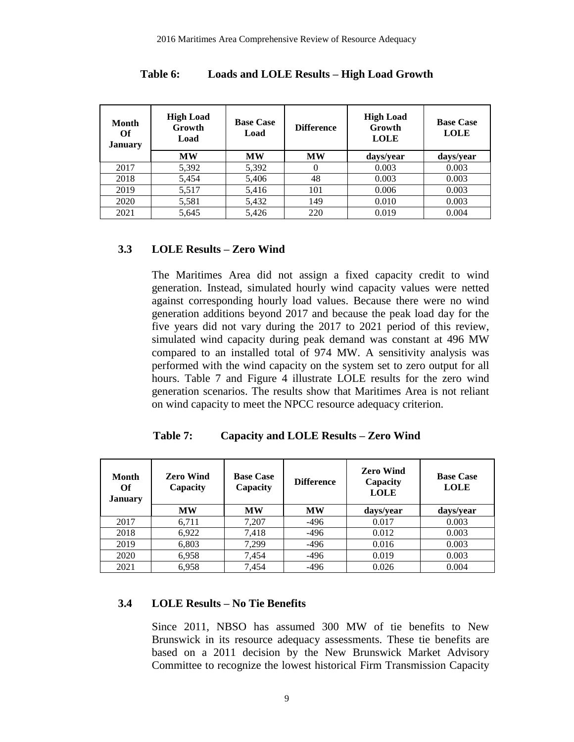**Table 6: Loads and LOLE Results – High Load Growth**

| Month Of January | High Load Growth Load | Base Case Load | Difference | High Load Growth LOLE | Base Case LOLE |
|---|---|---|---|---|---|
| | MW | MW | MW | days/year | days/year |
| 2017 | 5,392 | 5,392 | 0 | 0.003 | 0.003 |
| 2018 | 5,454 | 5,406 | 48 | 0.003 | 0.003 |
| 2019 | 5,517 | 5,416 | 101 | 0.006 | 0.003 |
| 2020 | 5,581 | 5,432 | 149 | 0.010 | 0.003 |
| 2021 | 5,645 | 5,426 | 220 | 0.019 | 0.004 |

### 3.3 LOLE Results – Zero Wind

The Maritimes Area did not assign a fixed capacity credit to wind generation. Instead, simulated hourly wind capacity values were netted against corresponding hourly load values. Because there were no wind generation additions beyond 2017 and because the peak load day for the five years did not vary during the 2017 to 2021 period of this review, simulated wind capacity during peak demand was constant at 496 MW compared to an installed total of 974 MW. A sensitivity analysis was performed with the wind capacity on the system set to zero output for all hours. Table 7 and Figure 4 illustrate LOLE results for the zero wind generation scenarios. The results show that Maritimes Area is not reliant on wind capacity to meet the NPCC resource adequacy criterion.

**Table 7: Capacity and LOLE Results – Zero Wind**

| Month Of January | Zero Wind Capacity | Base Case Capacity | Difference | Zero Wind Capacity LOLE | Base Case LOLE |
|---|---|---|---|---|---|
| | MW | MW | MW | days/year | days/year |
| 2017 | 6,711 | 7,207 | -496 | 0.017 | 0.003 |
| 2018 | 6,922 | 7,418 | -496 | 0.012 | 0.003 |
| 2019 | 6,803 | 7,299 | -496 | 0.016 | 0.003 |
| 2020 | 6,958 | 7,454 | -496 | 0.019 | 0.003 |
| 2021 | 6,958 | 7,454 | -496 | 0.026 | 0.004 |

### 3.4 LOLE Results – No Tie Benefits

Since 2011, NBSO has assumed 300 MW of tie benefits to New Brunswick in its resource adequacy assessments. These tie benefits are based on a 2011 decision by the New Brunswick Market Advisory Committee to recognize the lowest historical Firm Transmission Capacity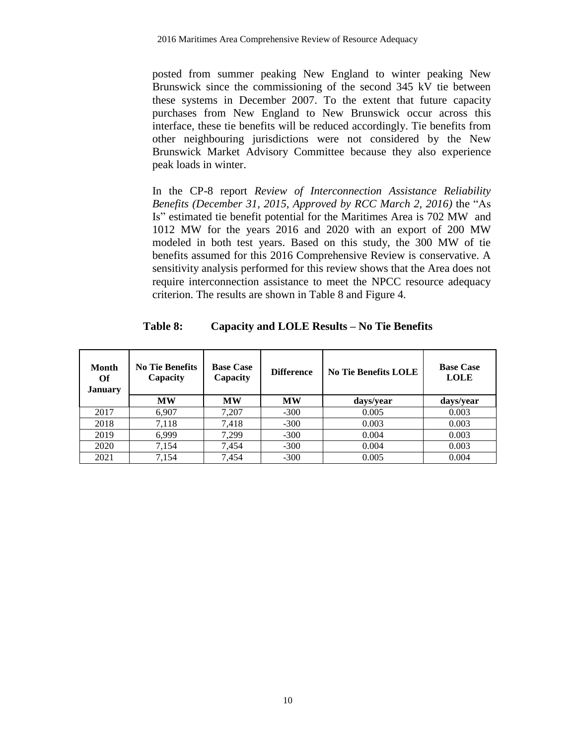posted from summer peaking New England to winter peaking New Brunswick since the commissioning of the second 345 kV tie between these systems in December 2007. To the extent that future capacity purchases from New England to New Brunswick occur across this interface, these tie benefits will be reduced accordingly. Tie benefits from other neighbouring jurisdictions were not considered by the New Brunswick Market Advisory Committee because they also experience peak loads in winter.

In the CP-8 report *Review of Interconnection Assistance Reliability Benefits (December 31, 2015, Approved by RCC March 2, 2016)* the "As Is" estimated tie benefit potential for the Maritimes Area is 702 MW and 1012 MW for the years 2016 and 2020 with an export of 200 MW modeled in both test years. Based on this study, the 300 MW of tie benefits assumed for this 2016 Comprehensive Review is conservative. A sensitivity analysis performed for this review shows that the Area does not require interconnection assistance to meet the NPCC resource adequacy criterion. The results are shown in Table 8 and Figure 4.

**Table 8: Capacity and LOLE Results – No Tie Benefits**

| Month Of January | No Tie Benefits Capacity | Base Case Capacity | Difference | No Tie Benefits LOLE | Base Case LOLE |
|---|---|---|---|---|---|
| | MW | MW | MW | days/year | days/year |
| 2017 | 6,907 | 7,207 | -300 | 0.005 | 0.003 |
| 2018 | 7,118 | 7,418 | -300 | 0.003 | 0.003 |
| 2019 | 6,999 | 7,299 | -300 | 0.004 | 0.003 |
| 2020 | 7,154 | 7,454 | -300 | 0.004 | 0.003 |
| 2021 | 7,154 | 7,454 | -300 | 0.005 | 0.004 |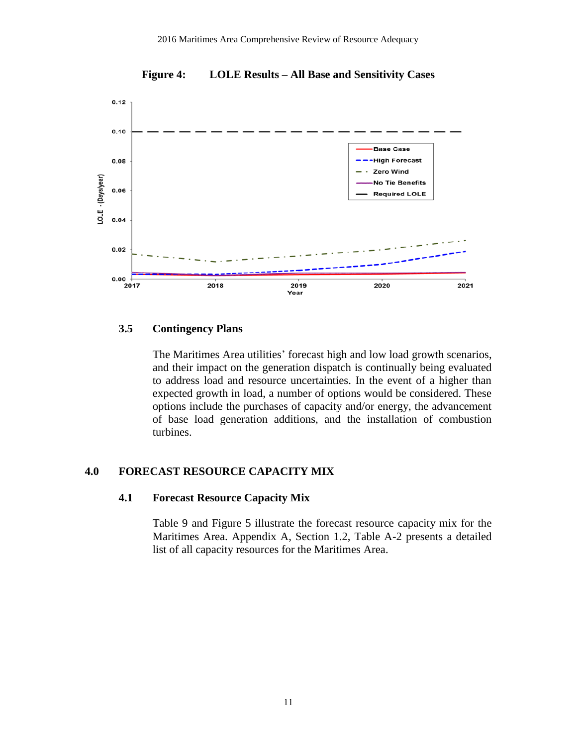**Figure 4: LOLE Results – All Base and Sensitivity Cases**

### 3.5 Contingency Plans

The Maritimes Area utilities' forecast high and low load growth scenarios, and their impact on the generation dispatch is continually being evaluated to address load and resource uncertainties. In the event of a higher than expected growth in load, a number of options would be considered. These options include the purchases of capacity and/or energy, the advancement of base load generation additions, and the installation of combustion turbines.

## 4.0 FORECAST RESOURCE CAPACITY MIX

### 4.1 Forecast Resource Capacity Mix

Table 9 and Figure 5 illustrate the forecast resource capacity mix for the Maritimes Area. Appendix A, Section 1.2, Table A-2 presents a detailed list of all capacity resources for the Maritimes Area.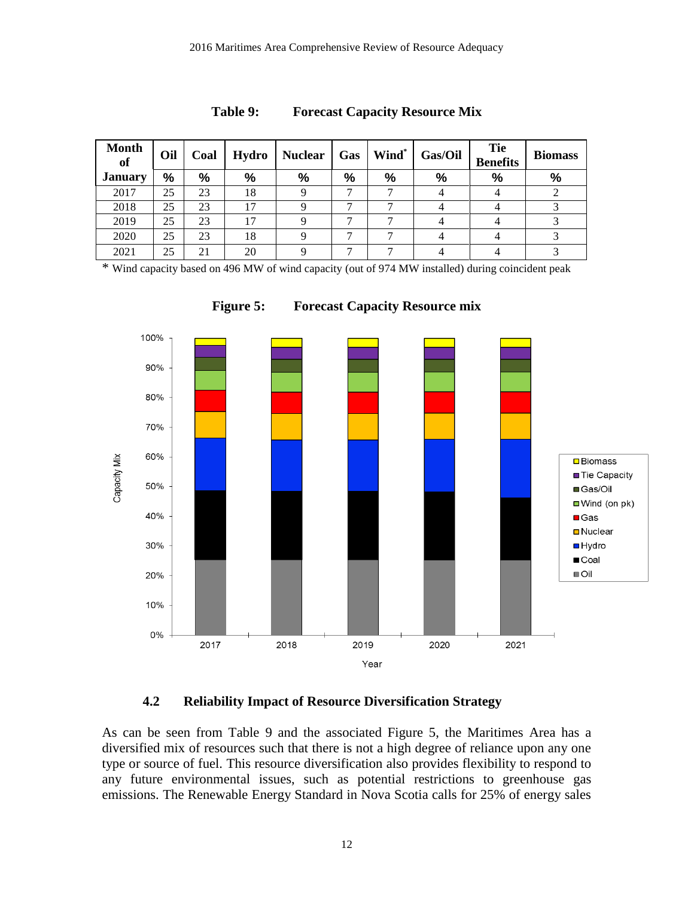**Table 9: Forecast Capacity Resource Mix**

| Month of January | Oil | Coal | Hydro | Nuclear | Gas | Wind* | Gas/Oil | Tie Benefits | Biomass |
|---|---|---|---|---|---|---|---|---|---|
| | % | % | % | % | % | % | % | % | % |
| 2017 | 25 | 23 | 18 | 9 | 7 | 7 | 4 | 4 | 2 |
| 2018 | 25 | 23 | 17 | 9 | 7 | 7 | 4 | 4 | 3 |
| 2019 | 25 | 23 | 17 | 9 | 7 | 7 | 4 | 4 | 3 |
| 2020 | 25 | 23 | 18 | 9 | 7 | 7 | 4 | 4 | 3 |
| 2021 | 25 | 21 | 20 | 9 | 7 | 7 | 4 | 4 | 3 |

* Wind capacity based on 496 MW of wind capacity (out of 974 MW installed) during coincident peak

**Figure 5: Forecast Capacity Resource mix**

### 4.2 Reliability Impact of Resource Diversification Strategy

As can be seen from Table 9 and the associated Figure 5, the Maritimes Area has a diversified mix of resources such that there is not a high degree of reliance upon any one type or source of fuel. This resource diversification also provides flexibility to respond to any future environmental issues, such as potential restrictions to greenhouse gas emissions. The Renewable Energy Standard in Nova Scotia calls for 25% of energy sales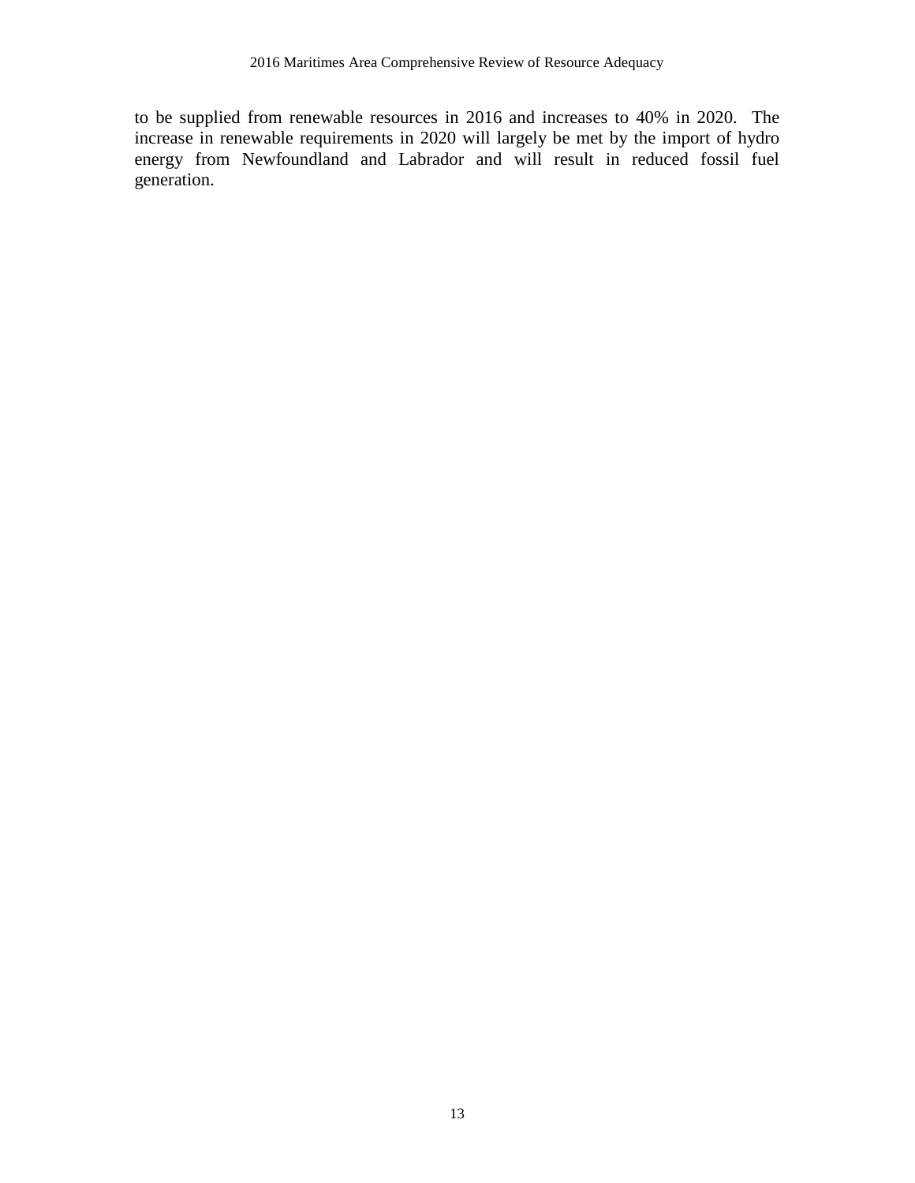to be supplied from renewable resources in 2016 and increases to 40% in 2020. The increase in renewable requirements in 2020 will largely be met by the import of hydro energy from Newfoundland and Labrador and will result in reduced fossil fuel generation.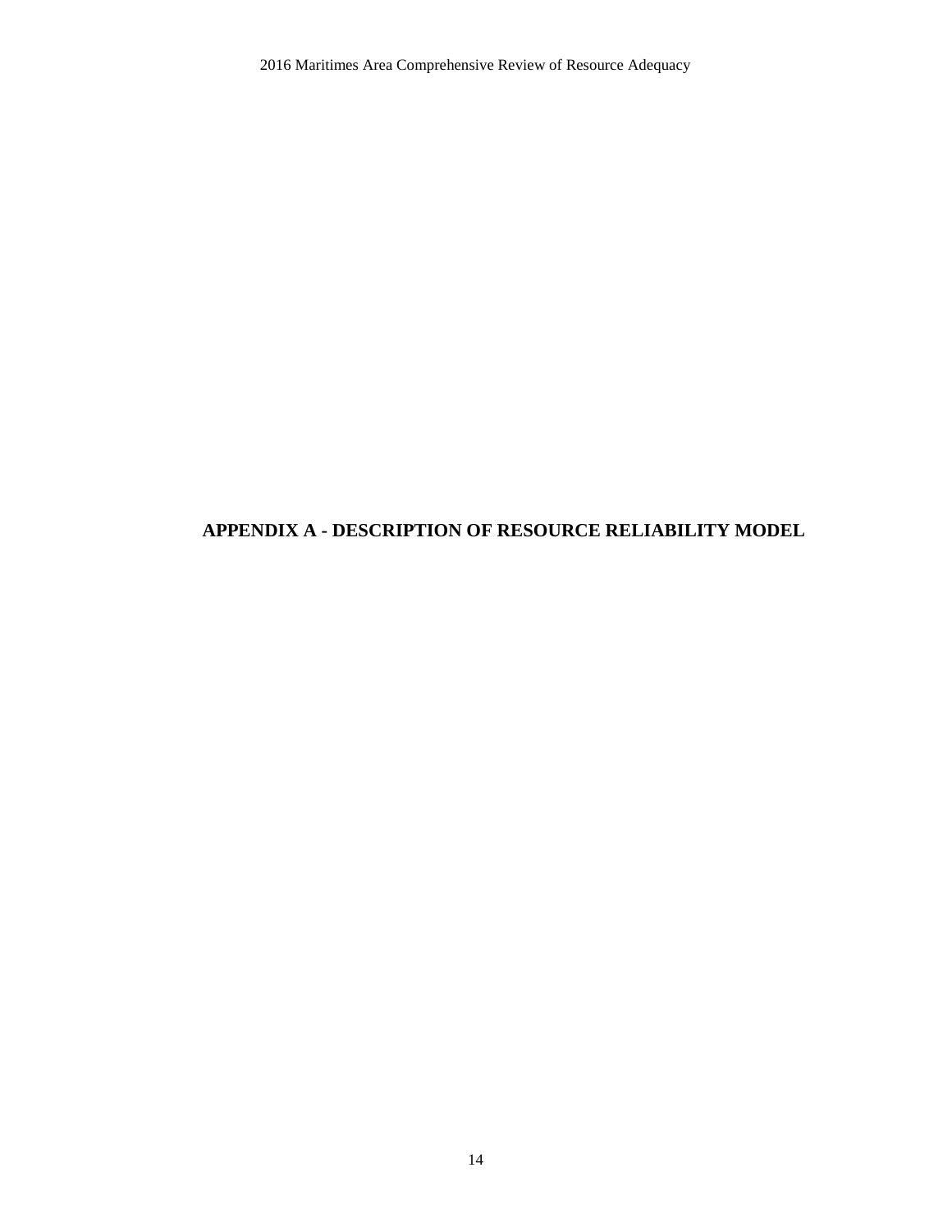# APPENDIX A - DESCRIPTION OF RESOURCE RELIABILITY MODEL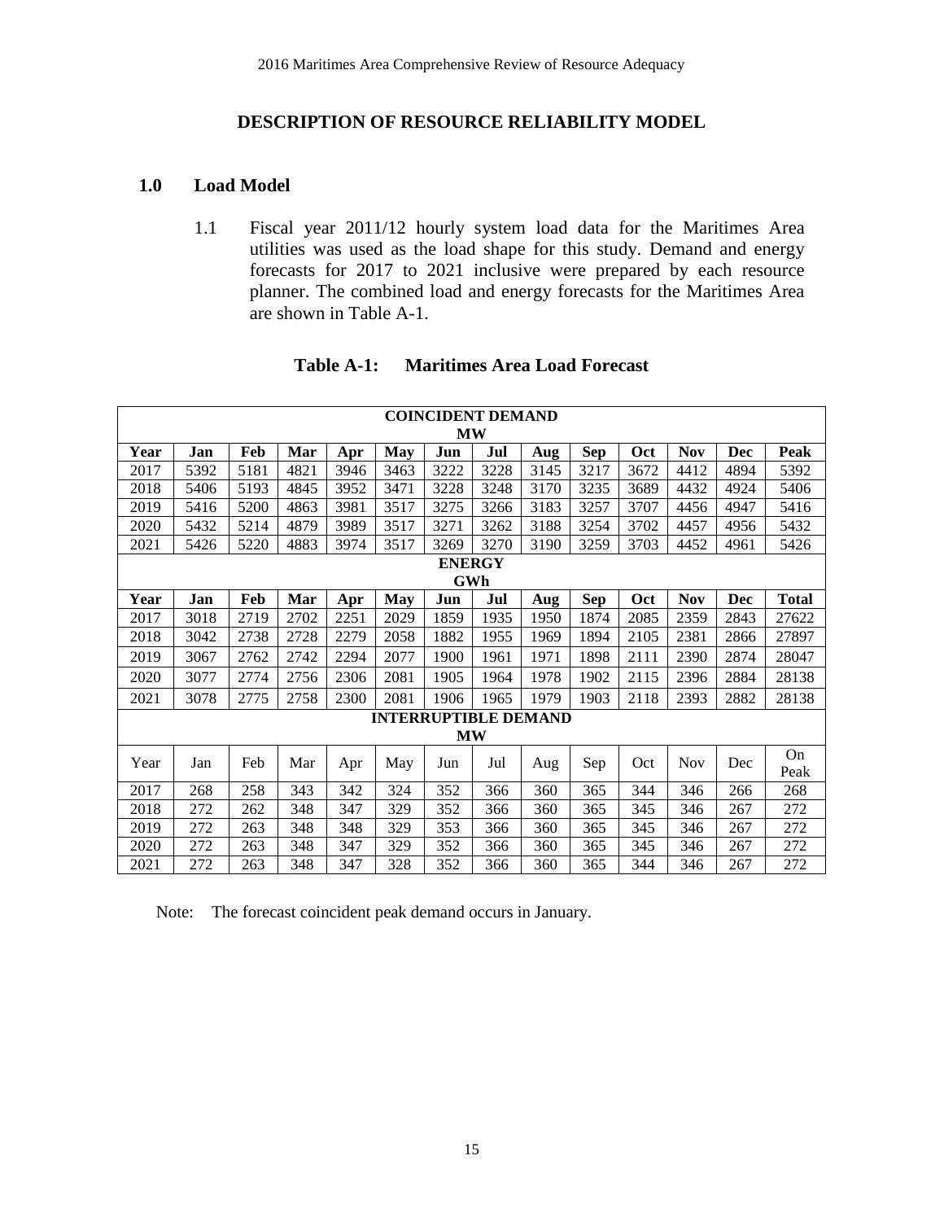# DESCRIPTION OF RESOURCE RELIABILITY MODEL

## 1.0 Load Model

1.1 Fiscal year 2011/12 hourly system load data for the Maritimes Area utilities was used as the load shape for this study. Demand and energy forecasts for 2017 to 2021 inclusive were prepared by each resource planner. The combined load and energy forecasts for the Maritimes Area are shown in Table A-1.

**Table A-1: Maritimes Area Load Forecast**

| **COINCIDENT DEMAND MW** | | | | | | | | | | | | | |
|---|---|---|---|---|---|---|---|---|---|---|---|---|---|
| **Year** | **Jan** | **Feb** | **Mar** | **Apr** | **May** | **Jun** | **Jul** | **Aug** | **Sep** | **Oct** | **Nov** | **Dec** | **Peak** |
| 2017 | 5392 | 5181 | 4821 | 3946 | 3463 | 3222 | 3228 | 3145 | 3217 | 3672 | 4412 | 4894 | 5392 |
| 2018 | 5406 | 5193 | 4845 | 3952 | 3471 | 3228 | 3248 | 3170 | 3235 | 3689 | 4432 | 4924 | 5406 |
| 2019 | 5416 | 5200 | 4863 | 3981 | 3517 | 3275 | 3266 | 3183 | 3257 | 3707 | 4456 | 4947 | 5416 |
| 2020 | 5432 | 5214 | 4879 | 3989 | 3517 | 3271 | 3262 | 3188 | 3254 | 3702 | 4457 | 4956 | 5432 |
| 2021 | 5426 | 5220 | 4883 | 3974 | 3517 | 3269 | 3270 | 3190 | 3259 | 3703 | 4452 | 4961 | 5426 |
| **ENERGY GWh** | | | | | | | | | | | | | |
| **Year** | **Jan** | **Feb** | **Mar** | **Apr** | **May** | **Jun** | **Jul** | **Aug** | **Sep** | **Oct** | **Nov** | **Dec** | **Total** |
| 2017 | 3018 | 2719 | 2702 | 2251 | 2029 | 1859 | 1935 | 1950 | 1874 | 2085 | 2359 | 2843 | 27622 |
| 2018 | 3042 | 2738 | 2728 | 2279 | 2058 | 1882 | 1955 | 1969 | 1894 | 2105 | 2381 | 2866 | 27897 |
| 2019 | 3067 | 2762 | 2742 | 2294 | 2077 | 1900 | 1961 | 1971 | 1898 | 2111 | 2390 | 2874 | 28047 |
| 2020 | 3077 | 2774 | 2756 | 2306 | 2081 | 1905 | 1964 | 1978 | 1902 | 2115 | 2396 | 2884 | 28138 |
| 2021 | 3078 | 2775 | 2758 | 2300 | 2081 | 1906 | 1965 | 1979 | 1903 | 2118 | 2393 | 2882 | 28138 |
| **INTERRUPTIBLE DEMAND MW** | | | | | | | | | | | | | |
| Year | Jan | Feb | Mar | Apr | May | Jun | Jul | Aug | Sep | Oct | Nov | Dec | On Peak |
| 2017 | 268 | 258 | 343 | 342 | 324 | 352 | 366 | 360 | 365 | 344 | 346 | 266 | 268 |
| 2018 | 272 | 262 | 348 | 347 | 329 | 352 | 366 | 360 | 365 | 345 | 346 | 267 | 272 |
| 2019 | 272 | 263 | 348 | 348 | 329 | 353 | 366 | 360 | 365 | 345 | 346 | 267 | 272 |
| 2020 | 272 | 263 | 348 | 347 | 329 | 352 | 366 | 360 | 365 | 345 | 346 | 267 | 272 |
| 2021 | 272 | 263 | 348 | 347 | 328 | 352 | 366 | 360 | 365 | 344 | 346 | 267 | 272 |

Note: The forecast coincident peak demand occurs in January.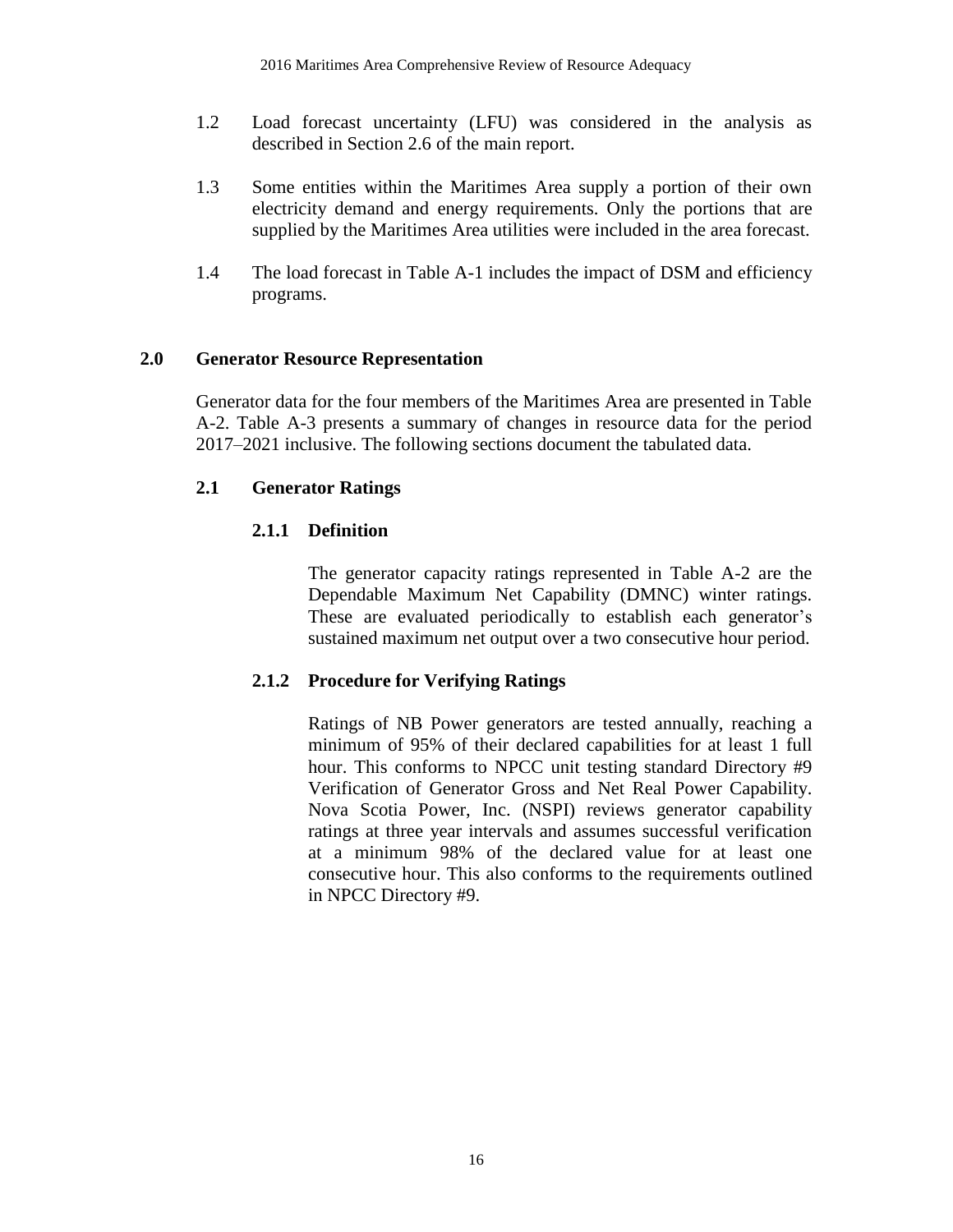1.2 Load forecast uncertainty (LFU) was considered in the analysis as described in Section 2.6 of the main report.

1.3 Some entities within the Maritimes Area supply a portion of their own electricity demand and energy requirements. Only the portions that are supplied by the Maritimes Area utilities were included in the area forecast.

1.4 The load forecast in Table A-1 includes the impact of DSM and efficiency programs.

## 2.0 Generator Resource Representation

Generator data for the four members of the Maritimes Area are presented in Table A-2. Table A-3 presents a summary of changes in resource data for the period 2017–2021 inclusive. The following sections document the tabulated data.

### 2.1 Generator Ratings

#### 2.1.1 Definition

The generator capacity ratings represented in Table A-2 are the Dependable Maximum Net Capability (DMNC) winter ratings. These are evaluated periodically to establish each generator's sustained maximum net output over a two consecutive hour period.

#### 2.1.2 Procedure for Verifying Ratings

Ratings of NB Power generators are tested annually, reaching a minimum of 95% of their declared capabilities for at least 1 full hour. This conforms to NPCC unit testing standard Directory #9 Verification of Generator Gross and Net Real Power Capability. Nova Scotia Power, Inc. (NSPI) reviews generator capability ratings at three year intervals and assumes successful verification at a minimum 98% of the declared value for at least one consecutive hour. This also conforms to the requirements outlined in NPCC Directory #9.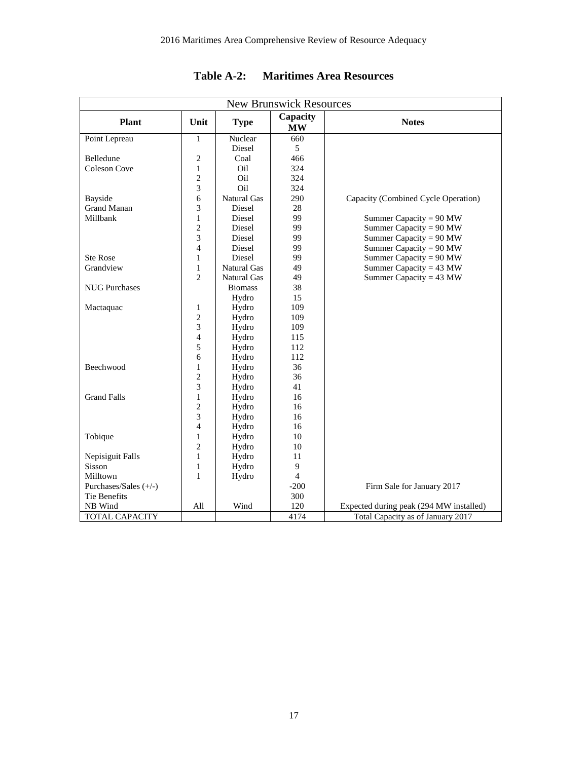## Table A-2: Maritimes Area Resources

| New Brunswick Resources | | | | |
|---|---|---|---|---|
| **Plant** | **Unit** | **Type** | **Capacity MW** | **Notes** |
| Point Lepreau | 1 | Nuclear | 660 | |
| | | Diesel | 5 | |
| Belledune | 2 | Coal | 466 | |
| Coleson Cove | 1 | Oil | 324 | |
| | 2 | Oil | 324 | |
| | 3 | Oil | 324 | |
| Bayside | 6 | Natural Gas | 290 | Capacity (Combined Cycle Operation) |
| Grand Manan | 3 | Diesel | 28 | |
| Millbank | 1 | Diesel | 99 | Summer Capacity = 90 MW |
| | 2 | Diesel | 99 | Summer Capacity = 90 MW |
| | 3 | Diesel | 99 | Summer Capacity = 90 MW |
| | 4 | Diesel | 99 | Summer Capacity = 90 MW |
| Ste Rose | 1 | Diesel | 99 | Summer Capacity = 90 MW |
| Grandview | 1 | Natural Gas | 49 | Summer Capacity = 43 MW |
| | 2 | Natural Gas | 49 | Summer Capacity = 43 MW |
| NUG Purchases | | Biomass | 38 | |
| | | Hydro | 15 | |
| Mactaquac | 1 | Hydro | 109 | |
| | 2 | Hydro | 109 | |
| | 3 | Hydro | 109 | |
| | 4 | Hydro | 115 | |
| | 5 | Hydro | 112 | |
| | 6 | Hydro | 112 | |
| Beechwood | 1 | Hydro | 36 | |
| | 2 | Hydro | 36 | |
| | 3 | Hydro | 41 | |
| Grand Falls | 1 | Hydro | 16 | |
| | 2 | Hydro | 16 | |
| | 3 | Hydro | 16 | |
| | 4 | Hydro | 16 | |
| Tobique | 1 | Hydro | 10 | |
| | 2 | Hydro | 10 | |
| Nepisiguit Falls | 1 | Hydro | 11 | |
| Sisson | 1 | Hydro | 9 | |
| Milltown | 1 | Hydro | 4 | |
| Purchases/Sales (+/-) | | | -200 | Firm Sale for January 2017 |
| Tie Benefits | | | 300 | |
| NB Wind | All | Wind | 120 | Expected during peak (294 MW installed) |
| TOTAL CAPACITY | | | 4174 | Total Capacity as of January 2017 |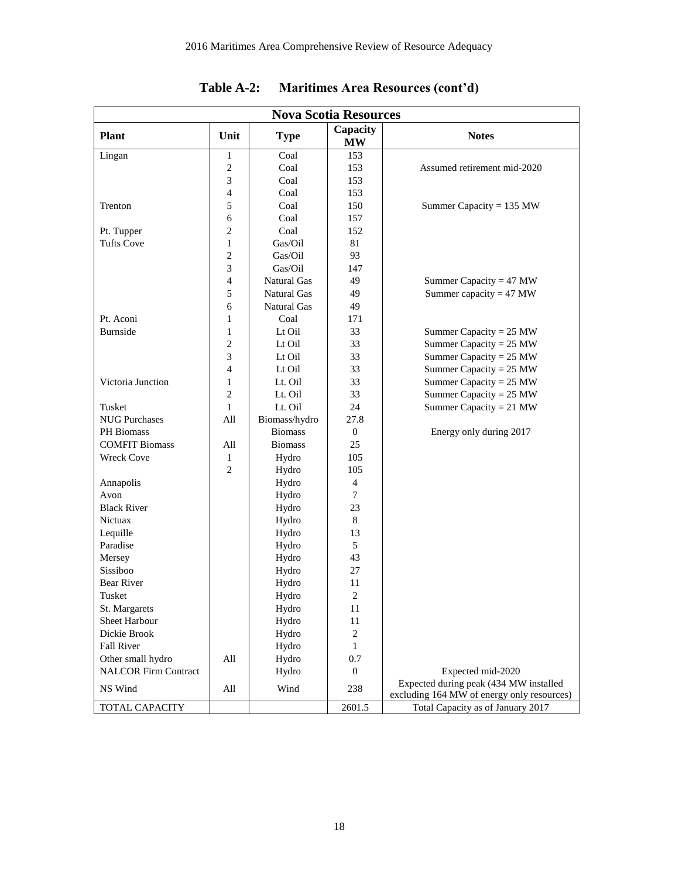**Table A-2: Maritimes Area Resources (cont'd)**

| **Nova Scotia Resources** | | | | |
|---|---|---|---|---|
| **Plant** | **Unit** | **Type** | **Capacity MW** | **Notes** |
| Lingan | 1 | Coal | 153 | |
| | 2 | Coal | 153 | Assumed retirement mid-2020 |
| | 3 | Coal | 153 | |
| | 4 | Coal | 153 | |
| Trenton | 5 | Coal | 150 | Summer Capacity = 135 MW |
| | 6 | Coal | 157 | |
| Pt. Tupper | 2 | Coal | 152 | |
| Tufts Cove | 1 | Gas/Oil | 81 | |
| | 2 | Gas/Oil | 93 | |
| | 3 | Gas/Oil | 147 | |
| | 4 | Natural Gas | 49 | Summer Capacity = 47 MW |
| | 5 | Natural Gas | 49 | Summer capacity = 47 MW |
| | 6 | Natural Gas | 49 | |
| Pt. Aconi | 1 | Coal | 171 | |
| Burnside | 1 | Lt Oil | 33 | Summer Capacity = 25 MW |
| | 2 | Lt Oil | 33 | Summer Capacity = 25 MW |
| | 3 | Lt Oil | 33 | Summer Capacity = 25 MW |
| | 4 | Lt Oil | 33 | Summer Capacity = 25 MW |
| Victoria Junction | 1 | Lt. Oil | 33 | Summer Capacity = 25 MW |
| | 2 | Lt. Oil | 33 | Summer Capacity = 25 MW |
| Tusket | 1 | Lt. Oil | 24 | Summer Capacity = 21 MW |
| NUG Purchases | All | Biomass/hydro | 27.8 | |
| PH Biomass | | Biomass | 0 | Energy only during 2017 |
| COMFIT Biomass | All | Biomass | 25 | |
| Wreck Cove | 1 | Hydro | 105 | |
| | 2 | Hydro | 105 | |
| Annapolis | | Hydro | 4 | |
| Avon | | Hydro | 7 | |
| Black River | | Hydro | 23 | |
| Nictuax | | Hydro | 8 | |
| Lequille | | Hydro | 13 | |
| Paradise | | Hydro | 5 | |
| Mersey | | Hydro | 43 | |
| Sissiboo | | Hydro | 27 | |
| Bear River | | Hydro | 11 | |
| Tusket | | Hydro | 2 | |
| St. Margarets | | Hydro | 11 | |
| Sheet Harbour | | Hydro | 11 | |
| Dickie Brook | | Hydro | 2 | |
| Fall River | | Hydro | 1 | |
| Other small hydro | All | Hydro | 0.7 | |
| NALCOR Firm Contract | | Hydro | 0 | Expected mid-2020 |
| NS Wind | All | Wind | 238 | Expected during peak (434 MW installed excluding 164 MW of energy only resources) |
| TOTAL CAPACITY | | | 2601.5 | Total Capacity as of January 2017 |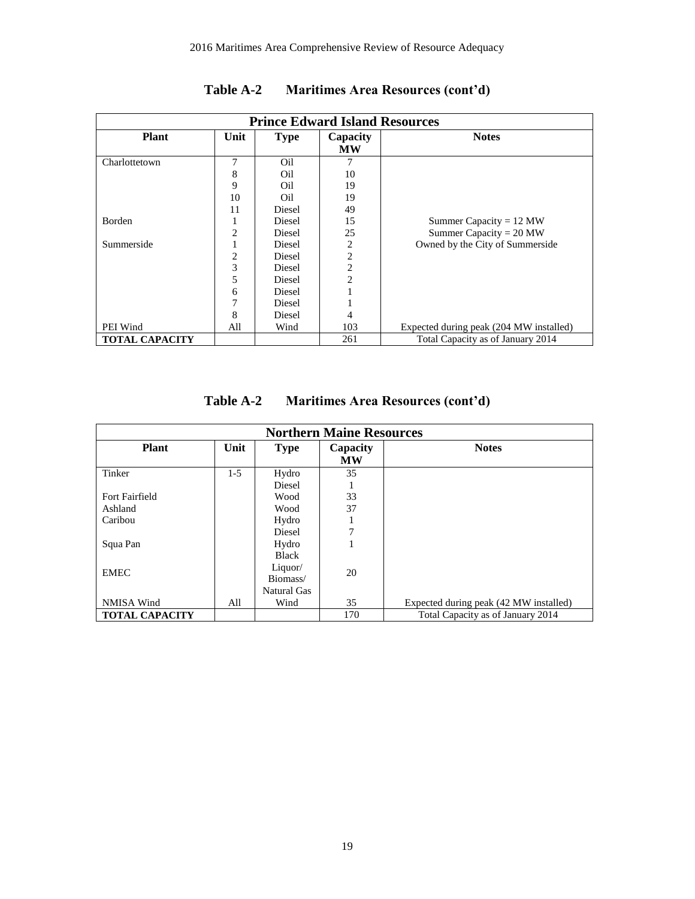## Table A-2 Maritimes Area Resources (cont'd)

| Prince Edward Island Resources | | | | |
|---|---|---|---|---|
| **Plant** | **Unit** | **Type** | **Capacity MW** | **Notes** |
| Charlottetown | 7 | Oil | 7 | |
| | 8 | Oil | 10 | |
| | 9 | Oil | 19 | |
| | 10 | Oil | 19 | |
| | 11 | Diesel | 49 | |
| Borden | 1 | Diesel | 15 | Summer Capacity = 12 MW |
| | 2 | Diesel | 25 | Summer Capacity = 20 MW |
| Summerside | 1 | Diesel | 2 | Owned by the City of Summerside |
| | 2 | Diesel | 2 | |
| | 3 | Diesel | 2 | |
| | 5 | Diesel | 2 | |
| | 6 | Diesel | 1 | |
| | 7 | Diesel | 1 | |
| | 8 | Diesel | 4 | |
| PEI Wind | All | Wind | 103 | Expected during peak (204 MW installed) |
| **TOTAL CAPACITY** | | | 261 | Total Capacity as of January 2014 |

## Table A-2 Maritimes Area Resources (cont'd)

| Northern Maine Resources | | | | |
|---|---|---|---|---|
| **Plant** | **Unit** | **Type** | **Capacity MW** | **Notes** |
| Tinker | 1-5 | Hydro | 35 | |
| | | Diesel | 1 | |
| Fort Fairfield | | Wood | 33 | |
| Ashland | | Wood | 37 | |
| Caribou | | Hydro | 1 | |
| | | Diesel | 7 | |
| Squa Pan | | Hydro | 1 | |
| EMEC | | Black Liquor/ Biomass/ Natural Gas | 20 | |
| NMISA Wind | All | Wind | 35 | Expected during peak (42 MW installed) |
| **TOTAL CAPACITY** | | | 170 | Total Capacity as of January 2014 |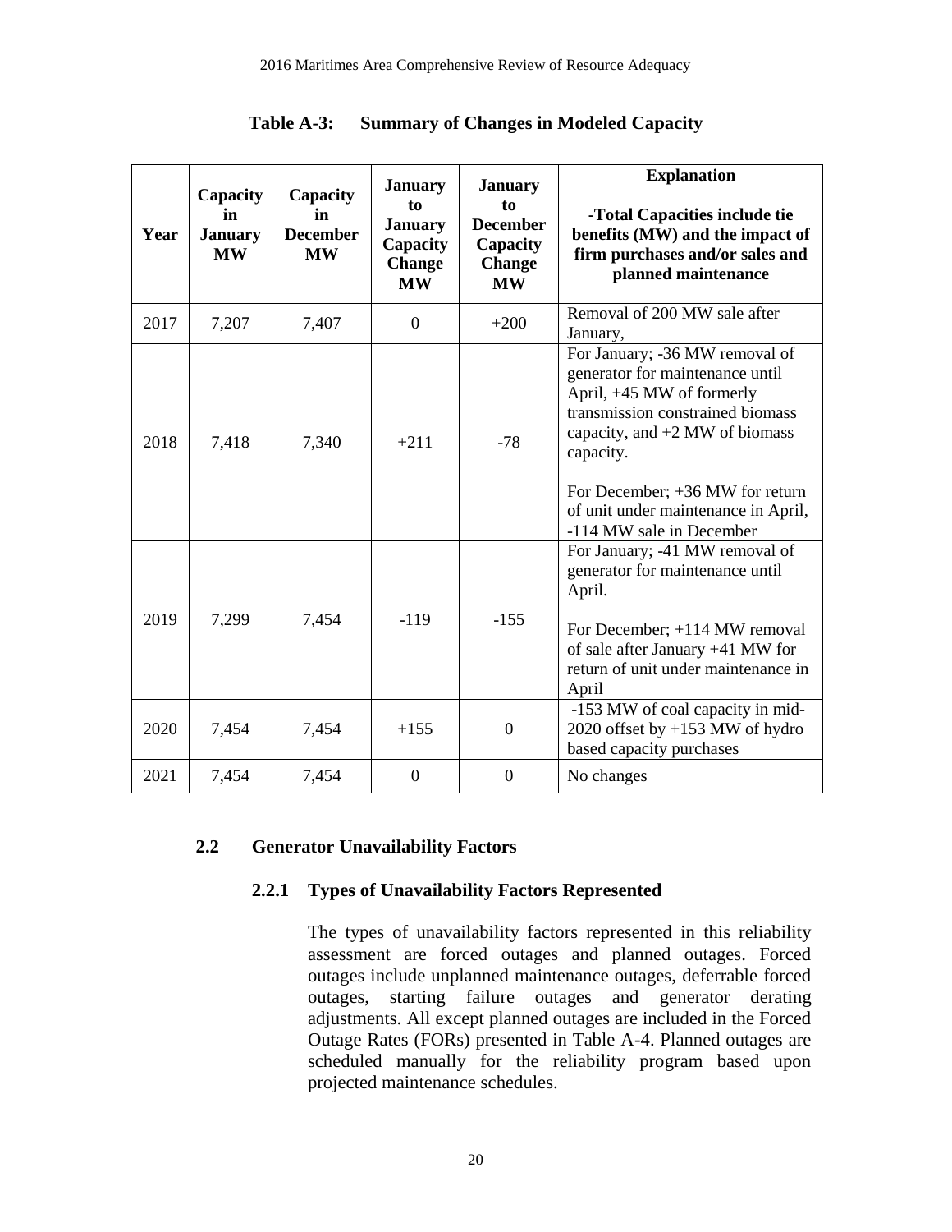**Table A-3: Summary of Changes in Modeled Capacity**

| Year | Capacity in January MW | Capacity in December MW | January to January Capacity Change MW | January to December Capacity Change MW | **Explanation**<br><br>**-Total Capacities include tie benefits (MW) and the impact of firm purchases and/or sales and planned maintenance** |
|---|---|---|---|---|---|
| 2017 | 7,207 | 7,407 | 0 | +200 | Removal of 200 MW sale after January, |
| 2018 | 7,418 | 7,340 | +211 | -78 | For January; -36 MW removal of generator for maintenance until April, +45 MW of formerly transmission constrained biomass capacity, and +2 MW of biomass capacity.<br><br>For December; +36 MW for return of unit under maintenance in April, -114 MW sale in December |
| 2019 | 7,299 | 7,454 | -119 | -155 | For January; -41 MW removal of generator for maintenance until April.<br><br>For December; +114 MW removal of sale after January +41 MW for return of unit under maintenance in April |
| 2020 | 7,454 | 7,454 | +155 | 0 | -153 MW of coal capacity in mid-2020 offset by +153 MW of hydro based capacity purchases |
| 2021 | 7,454 | 7,454 | 0 | 0 | No changes |

## 2.2 Generator Unavailability Factors

### 2.2.1 Types of Unavailability Factors Represented

The types of unavailability factors represented in this reliability assessment are forced outages and planned outages. Forced outages include unplanned maintenance outages, deferrable forced outages, starting failure outages and generator derating adjustments. All except planned outages are included in the Forced Outage Rates (FORs) presented in Table A-4. Planned outages are scheduled manually for the reliability program based upon projected maintenance schedules.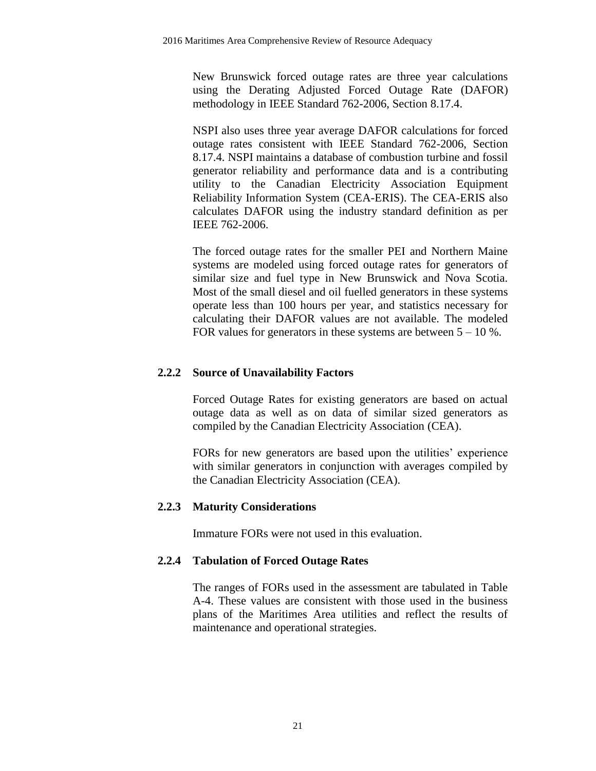New Brunswick forced outage rates are three year calculations using the Derating Adjusted Forced Outage Rate (DAFOR) methodology in IEEE Standard 762-2006, Section 8.17.4.

NSPI also uses three year average DAFOR calculations for forced outage rates consistent with IEEE Standard 762-2006, Section 8.17.4. NSPI maintains a database of combustion turbine and fossil generator reliability and performance data and is a contributing utility to the Canadian Electricity Association Equipment Reliability Information System (CEA-ERIS). The CEA-ERIS also calculates DAFOR using the industry standard definition as per IEEE 762-2006.

The forced outage rates for the smaller PEI and Northern Maine systems are modeled using forced outage rates for generators of similar size and fuel type in New Brunswick and Nova Scotia. Most of the small diesel and oil fuelled generators in these systems operate less than 100 hours per year, and statistics necessary for calculating their DAFOR values are not available. The modeled FOR values for generators in these systems are between 5 – 10 %.

### 2.2.2 Source of Unavailability Factors

Forced Outage Rates for existing generators are based on actual outage data as well as on data of similar sized generators as compiled by the Canadian Electricity Association (CEA).

FORs for new generators are based upon the utilities' experience with similar generators in conjunction with averages compiled by the Canadian Electricity Association (CEA).

### 2.2.3 Maturity Considerations

Immature FORs were not used in this evaluation.

### 2.2.4 Tabulation of Forced Outage Rates

The ranges of FORs used in the assessment are tabulated in Table A-4. These values are consistent with those used in the business plans of the Maritimes Area utilities and reflect the results of maintenance and operational strategies.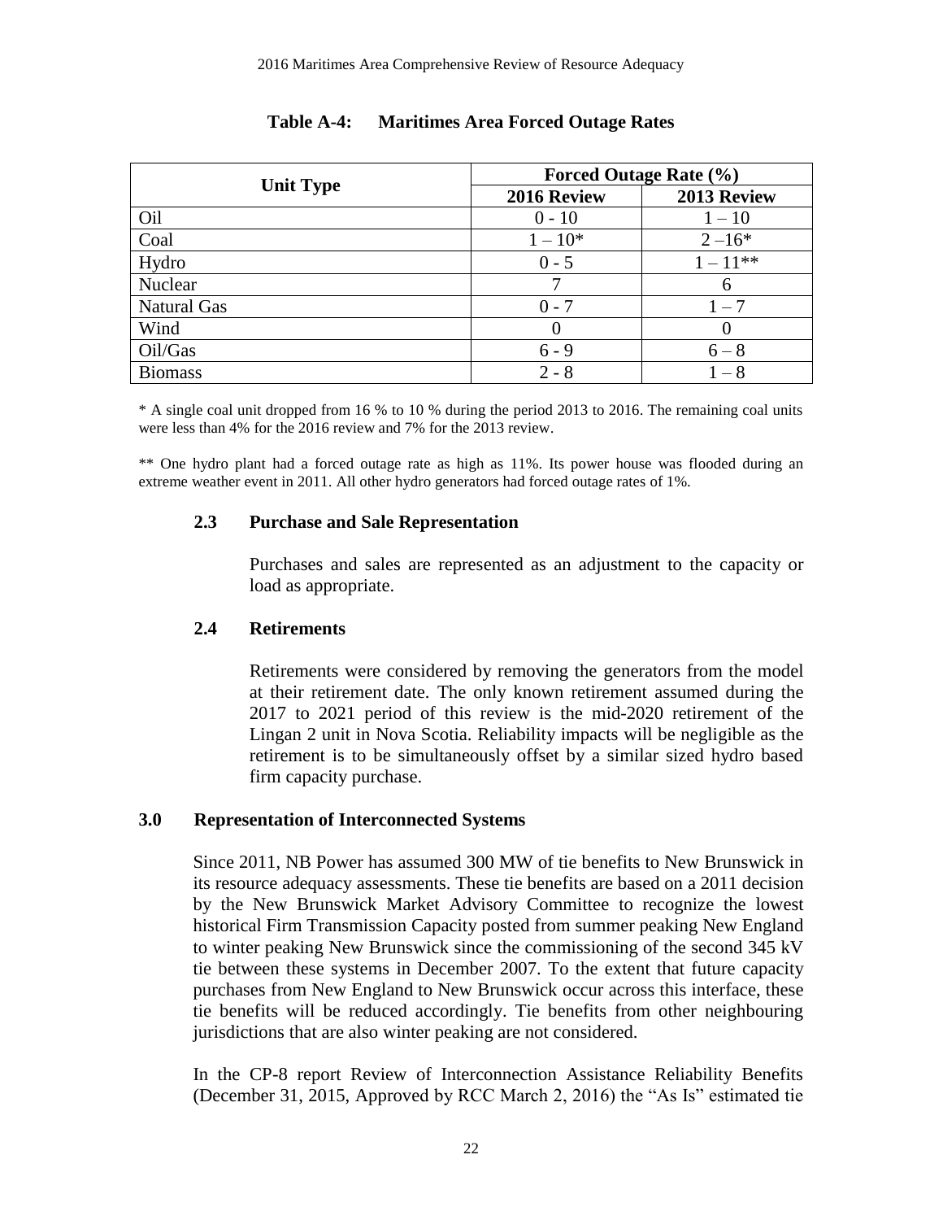**Table A-4: Maritimes Area Forced Outage Rates**

| Unit Type | Forced Outage Rate (%) | |
|---|---|---|
| | 2016 Review | 2013 Review |
| Oil | 0 - 10 | 1 – 10 |
| Coal | 1 – 10* | 2 –16* |
| Hydro | 0 - 5 | 1 – 11** |
| Nuclear | 7 | 6 |
| Natural Gas | 0 - 7 | 1 – 7 |
| Wind | 0 | 0 |
| Oil/Gas | 6 - 9 | 6 – 8 |
| Biomass | 2 - 8 | 1 – 8 |

\* A single coal unit dropped from 16 % to 10 % during the period 2013 to 2016. The remaining coal units were less than 4% for the 2016 review and 7% for the 2013 review.

\** One hydro plant had a forced outage rate as high as 11%. Its power house was flooded during an extreme weather event in 2011. All other hydro generators had forced outage rates of 1%.

### 2.3 Purchase and Sale Representation

Purchases and sales are represented as an adjustment to the capacity or load as appropriate.

### 2.4 Retirements

Retirements were considered by removing the generators from the model at their retirement date. The only known retirement assumed during the 2017 to 2021 period of this review is the mid-2020 retirement of the Lingan 2 unit in Nova Scotia. Reliability impacts will be negligible as the retirement is to be simultaneously offset by a similar sized hydro based firm capacity purchase.

## 3.0 Representation of Interconnected Systems

Since 2011, NB Power has assumed 300 MW of tie benefits to New Brunswick in its resource adequacy assessments. These tie benefits are based on a 2011 decision by the New Brunswick Market Advisory Committee to recognize the lowest historical Firm Transmission Capacity posted from summer peaking New England to winter peaking New Brunswick since the commissioning of the second 345 kV tie between these systems in December 2007. To the extent that future capacity purchases from New England to New Brunswick occur across this interface, these tie benefits will be reduced accordingly. Tie benefits from other neighbouring jurisdictions that are also winter peaking are not considered.

In the CP-8 report Review of Interconnection Assistance Reliability Benefits (December 31, 2015, Approved by RCC March 2, 2016) the "As Is" estimated tie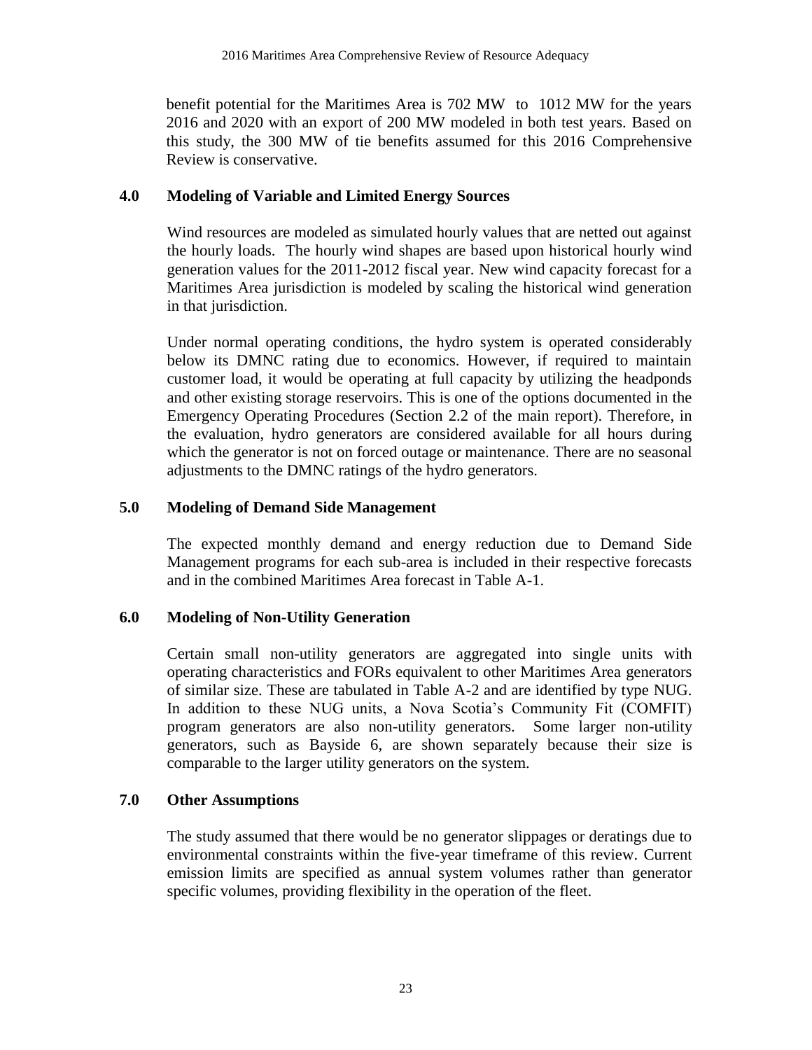benefit potential for the Maritimes Area is 702 MW to 1012 MW for the years 2016 and 2020 with an export of 200 MW modeled in both test years. Based on this study, the 300 MW of tie benefits assumed for this 2016 Comprehensive Review is conservative.

## 4.0 Modeling of Variable and Limited Energy Sources

Wind resources are modeled as simulated hourly values that are netted out against the hourly loads. The hourly wind shapes are based upon historical hourly wind generation values for the 2011-2012 fiscal year. New wind capacity forecast for a Maritimes Area jurisdiction is modeled by scaling the historical wind generation in that jurisdiction.

Under normal operating conditions, the hydro system is operated considerably below its DMNC rating due to economics. However, if required to maintain customer load, it would be operating at full capacity by utilizing the headponds and other existing storage reservoirs. This is one of the options documented in the Emergency Operating Procedures (Section 2.2 of the main report). Therefore, in the evaluation, hydro generators are considered available for all hours during which the generator is not on forced outage or maintenance. There are no seasonal adjustments to the DMNC ratings of the hydro generators.

## 5.0 Modeling of Demand Side Management

The expected monthly demand and energy reduction due to Demand Side Management programs for each sub-area is included in their respective forecasts and in the combined Maritimes Area forecast in Table A-1.

## 6.0 Modeling of Non-Utility Generation

Certain small non-utility generators are aggregated into single units with operating characteristics and FORs equivalent to other Maritimes Area generators of similar size. These are tabulated in Table A-2 and are identified by type NUG. In addition to these NUG units, a Nova Scotia's Community Fit (COMFIT) program generators are also non-utility generators. Some larger non-utility generators, such as Bayside 6, are shown separately because their size is comparable to the larger utility generators on the system.

## 7.0 Other Assumptions

The study assumed that there would be no generator slippages or deratings due to environmental constraints within the five-year timeframe of this review. Current emission limits are specified as annual system volumes rather than generator specific volumes, providing flexibility in the operation of the fleet.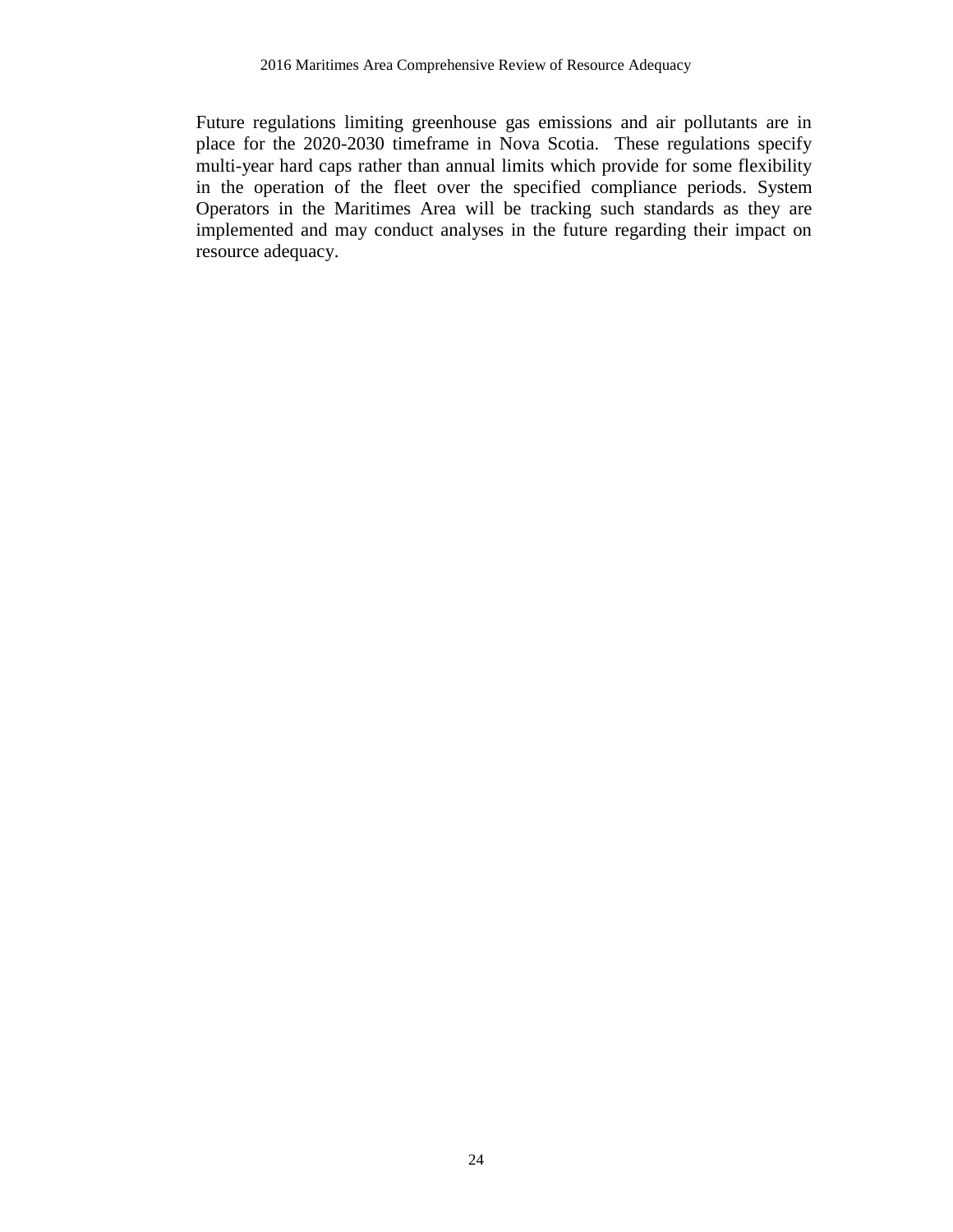Future regulations limiting greenhouse gas emissions and air pollutants are in place for the 2020-2030 timeframe in Nova Scotia. These regulations specify multi-year hard caps rather than annual limits which provide for some flexibility in the operation of the fleet over the specified compliance periods. System Operators in the Maritimes Area will be tracking such standards as they are implemented and may conduct analyses in the future regarding their impact on resource adequacy.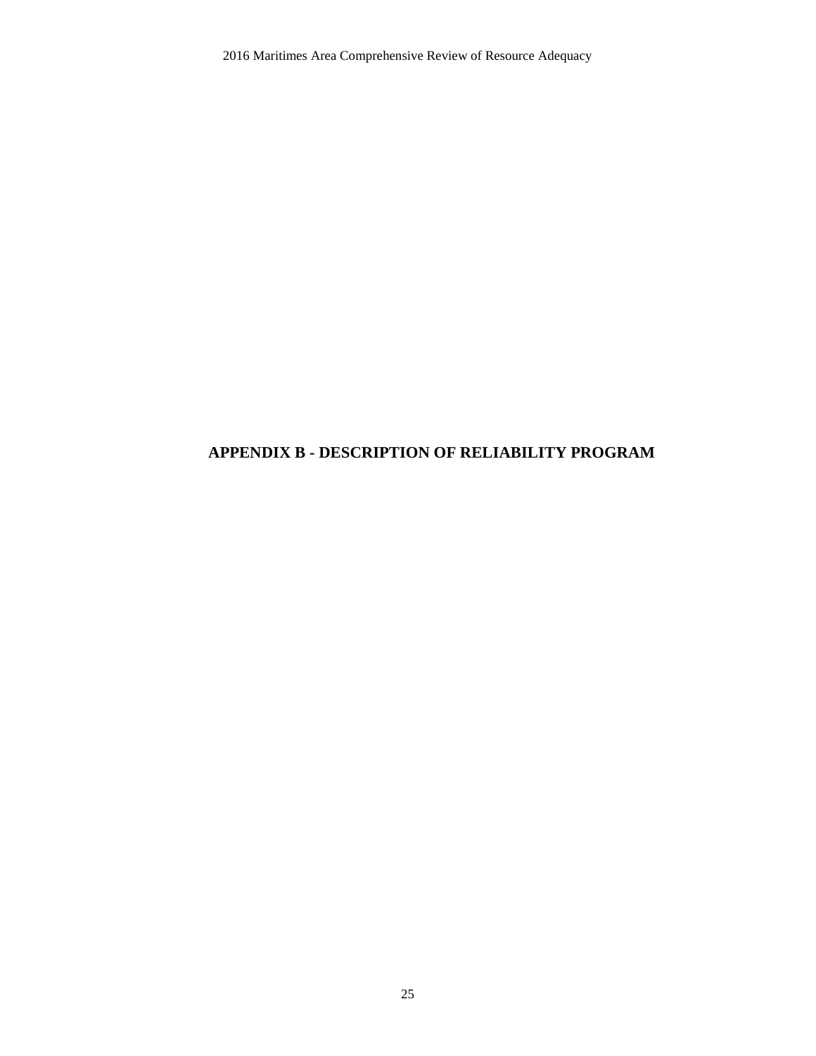# APPENDIX B - DESCRIPTION OF RELIABILITY PROGRAM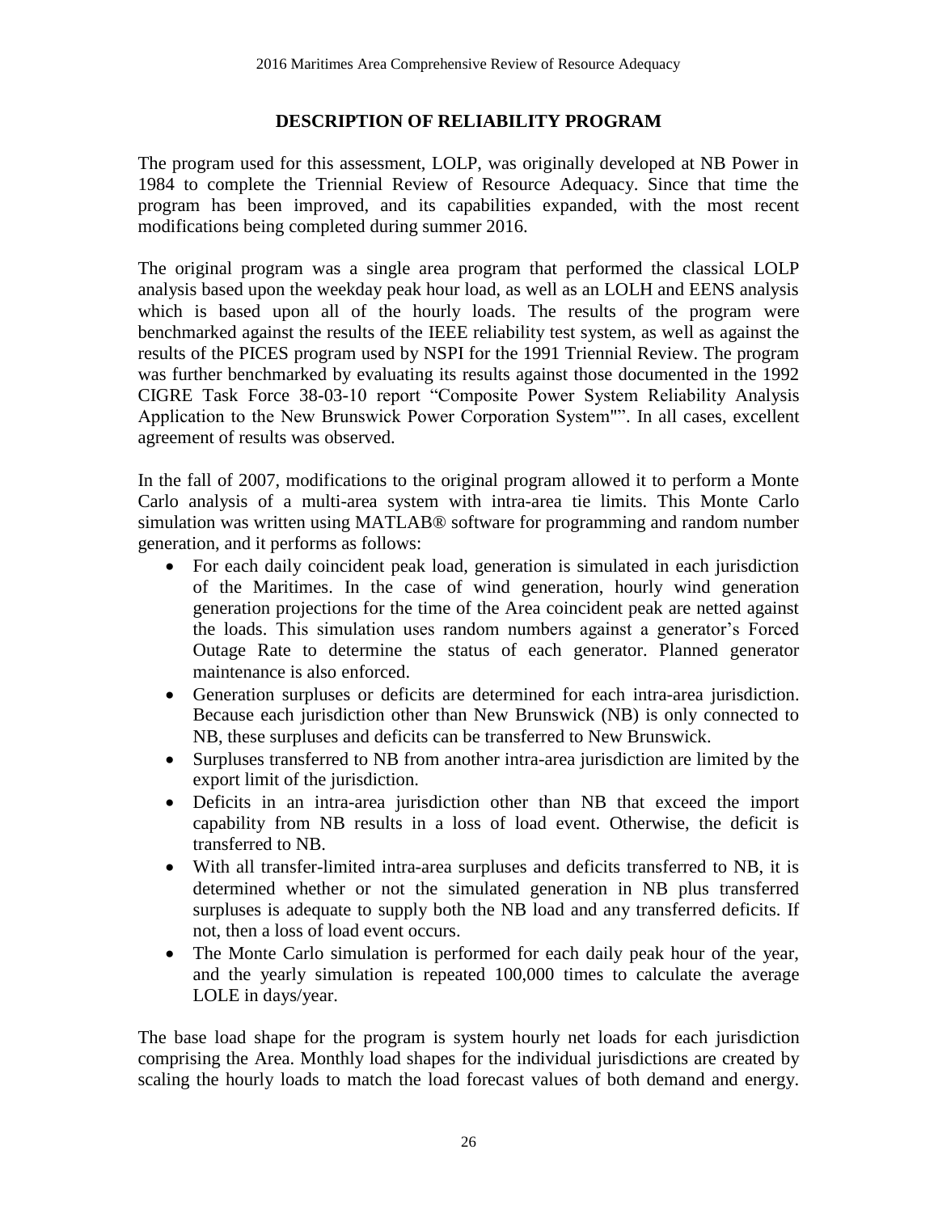## DESCRIPTION OF RELIABILITY PROGRAM

The program used for this assessment, LOLP, was originally developed at NB Power in 1984 to complete the Triennial Review of Resource Adequacy. Since that time the program has been improved, and its capabilities expanded, with the most recent modifications being completed during summer 2016.

The original program was a single area program that performed the classical LOLP analysis based upon the weekday peak hour load, as well as an LOLH and EENS analysis which is based upon all of the hourly loads. The results of the program were benchmarked against the results of the IEEE reliability test system, as well as against the results of the PICES program used by NSPI for the 1991 Triennial Review. The program was further benchmarked by evaluating its results against those documented in the 1992 CIGRE Task Force 38-03-10 report "Composite Power System Reliability Analysis Application to the New Brunswick Power Corporation System"". In all cases, excellent agreement of results was observed.

In the fall of 2007, modifications to the original program allowed it to perform a Monte Carlo analysis of a multi-area system with intra-area tie limits. This Monte Carlo simulation was written using MATLAB® software for programming and random number generation, and it performs as follows:

- For each daily coincident peak load, generation is simulated in each jurisdiction of the Maritimes. In the case of wind generation, hourly wind generation generation projections for the time of the Area coincident peak are netted against the loads. This simulation uses random numbers against a generator's Forced Outage Rate to determine the status of each generator. Planned generator maintenance is also enforced.
- Generation surpluses or deficits are determined for each intra-area jurisdiction. Because each jurisdiction other than New Brunswick (NB) is only connected to NB, these surpluses and deficits can be transferred to New Brunswick.
- Surpluses transferred to NB from another intra-area jurisdiction are limited by the export limit of the jurisdiction.
- Deficits in an intra-area jurisdiction other than NB that exceed the import capability from NB results in a loss of load event. Otherwise, the deficit is transferred to NB.
- With all transfer-limited intra-area surpluses and deficits transferred to NB, it is determined whether or not the simulated generation in NB plus transferred surpluses is adequate to supply both the NB load and any transferred deficits. If not, then a loss of load event occurs.
- The Monte Carlo simulation is performed for each daily peak hour of the year, and the yearly simulation is repeated 100,000 times to calculate the average LOLE in days/year.

The base load shape for the program is system hourly net loads for each jurisdiction comprising the Area. Monthly load shapes for the individual jurisdictions are created by scaling the hourly loads to match the load forecast values of both demand and energy.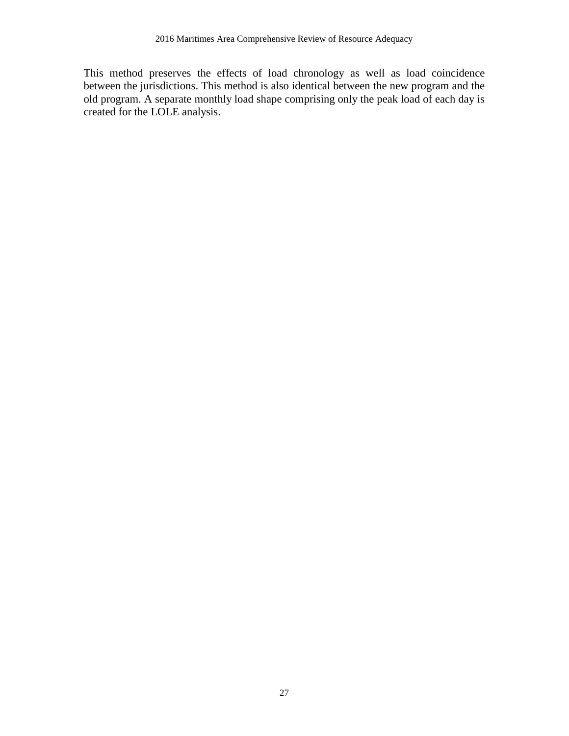This method preserves the effects of load chronology as well as load coincidence between the jurisdictions. This method is also identical between the new program and the old program. A separate monthly load shape comprising only the peak load of each day is created for the LOLE analysis.